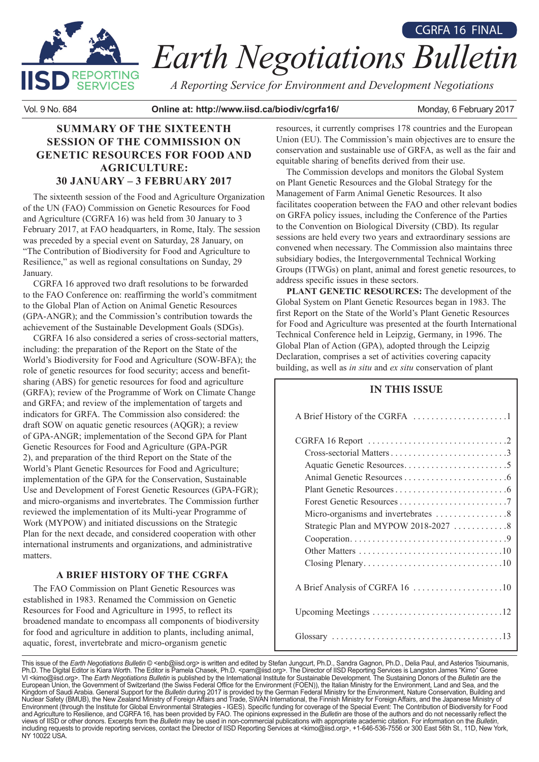# Earth Negotiations Bulletin

CGRFA 16 FINAL

*A Reporting Service for Environment and Development Negotiations*

Vol. 9 No. 684 | Online at: http://www.iisd.ca/biodiv/cgrfa16/ | Monday, 6 February 2017

## SUMMARY OF THE SIXTEENTH SESSION OF THE COMMISSION ON GENETIC RESOURCES FOR FOOD AND AGRICULTURE: 30 JANUARY – 3 FEBRUARY 2017

The sixteenth session of the Food and Agriculture Organization of the UN (FAO) Commission on Genetic Resources for Food and Agriculture (CGRFA 16) was held from 30 January to 3 February 2017, at FAO headquarters, in Rome, Italy. The session was preceded by a special event on Saturday, 28 January, on "The Contribution of Biodiversity for Food and Agriculture to Resilience," as well as regional consultations on Sunday, 29 January.

CGRFA 16 approved two draft resolutions to be forwarded to the FAO Conference on: reaffirming the world's commitment to the Global Plan of Action on Animal Genetic Resources (GPA-ANGR); and the Commission's contribution towards the achievement of the Sustainable Development Goals (SDGs).

CGRFA 16 also considered a series of cross-sectoral matters, including: the preparation of the Report on the State of the World's Biodiversity for Food and Agriculture (SOW-BFA); the role of genetic resources for food security; access and benefit-sharing (ABS) for genetic resources for food and agriculture (GRFA); review of the Programme of Work on Climate Change and GRFA; and review of the implementation of targets and indicators for GRFA. The Commission also considered: the draft SOW on aquatic genetic resources (AQGR); a review of GPA-ANGR; implementation of the Second GPA for Plant Genetic Resources for Food and Agriculture (GPA-PGR 2), and preparation of the third Report on the State of the World's Plant Genetic Resources for Food and Agriculture; implementation of the GPA for the Conservation, Sustainable Use and Development of Forest Genetic Resources (GPA-FGR); and micro-organisms and invertebrates. The Commission further reviewed the implementation of its Multi-year Programme of Work (MYPOW) and initiated discussions on the Strategic Plan for the next decade, and considered cooperation with other international instruments and organizations, and administrative matters.

### A BRIEF HISTORY OF THE CGRFA

The FAO Commission on Plant Genetic Resources was established in 1983. Renamed the Commission on Genetic Resources for Food and Agriculture in 1995, to reflect its broadened mandate to encompass all components of biodiversity for food and agriculture in addition to plants, including animal, aquatic, forest, invertebrate and micro-organism genetic resources, it currently comprises 178 countries and the European Union (EU). The Commission's main objectives are to ensure the conservation and sustainable use of GRFA, as well as the fair and equitable sharing of benefits derived from their use.

The Commission develops and monitors the Global System on Plant Genetic Resources and the Global Strategy for the Management of Farm Animal Genetic Resources. It also facilitates cooperation between the FAO and other relevant bodies on GRFA policy issues, including the Conference of the Parties to the Convention on Biological Diversity (CBD). Its regular sessions are held every two years and extraordinary sessions are convened when necessary. The Commission also maintains three subsidiary bodies, the Intergovernmental Technical Working Groups (ITWGs) on plant, animal and forest genetic resources, to address specific issues in these sectors.

**PLANT GENETIC RESOURCES:** The development of the Global System on Plant Genetic Resources began in 1983. The first Report on the State of the World's Plant Genetic Resources for Food and Agriculture was presented at the fourth International Technical Conference held in Leipzig, Germany, in 1996. The Global Plan of Action (GPA), adopted through the Leipzig Declaration, comprises a set of activities covering capacity building, as well as *in situ* and *ex situ* conservation of plant

### IN THIS ISSUE

| | |
|---|---|
| A Brief History of the CGRFA | 1 |
| CGRFA 16 Report | 2 |
| Cross-sectorial Matters | 3 |
| Aquatic Genetic Resources | 5 |
| Animal Genetic Resources | 6 |
| Plant Genetic Resources | 6 |
| Forest Genetic Resources | 7 |
| Micro-organisms and invertebrates | 8 |
| Strategic Plan and MYPOW 2018-2027 | 8 |
| Cooperation | 9 |
| Other Matters | 10 |
| Closing Plenary | 10 |
| A Brief Analysis of CGRFA 16 | 10 |
| Upcoming Meetings | 12 |
| Glossary | 13 |

This issue of the *Earth Negotiations Bulletin* © <enb@iisd.org> is written and edited by Stefan Jungcurt, Ph.D., Sandra Gagnon, Ph.D., Delia Paul, and Asterios Tsioumanis, Ph.D. The Digital Editor is Kiara Worth. The Editor is Pamela Chasek, Ph.D. <pam@iisd.org>. The Director of IISD Reporting Services is Langston James "Kimo" Goree VI <kimo@iisd.org>. The *Earth Negotiations Bulletin* is published by the International Institute for Sustainable Development. The Sustaining Donors of the *Bulletin* are the European Union, the Government of Switzerland (the Swiss Federal Office for the Environment (FOEN)), the Italian Ministry for the Environment, Land and Sea, and the Kingdom of Saudi Arabia. General Support for the *Bulletin* during 2017 is provided by the German Federal Ministry for the Environment, Nature Conservation, Building and Nuclear Safety (BMUB), the New Zealand Ministry of Foreign Affairs and Trade, SWAN International, the Finnish Ministry for Foreign Affairs, and the Japanese Ministry of Environment (through the Institute for Global Environmental Strategies - IGES). Specific funding for coverage of the Special Event: The Contribution of Biodiversity for Food and Agriculture to Resilience, and CGRFA 16, has been provided by FAO. The opinions expressed in the *Bulletin* are those of the authors and do not necessarily reflect the views of IISD or other donors. Excerpts from the *Bulletin* may be used in non-commercial publications with appropriate academic citation. For information on the *Bulletin*, including requests to provide reporting services, contact the Director of IISD Reporting Services at <kimo@iisd.org>, +1-646-536-7556 or 300 East 56th St., 11D, New York, NY 10022 USA.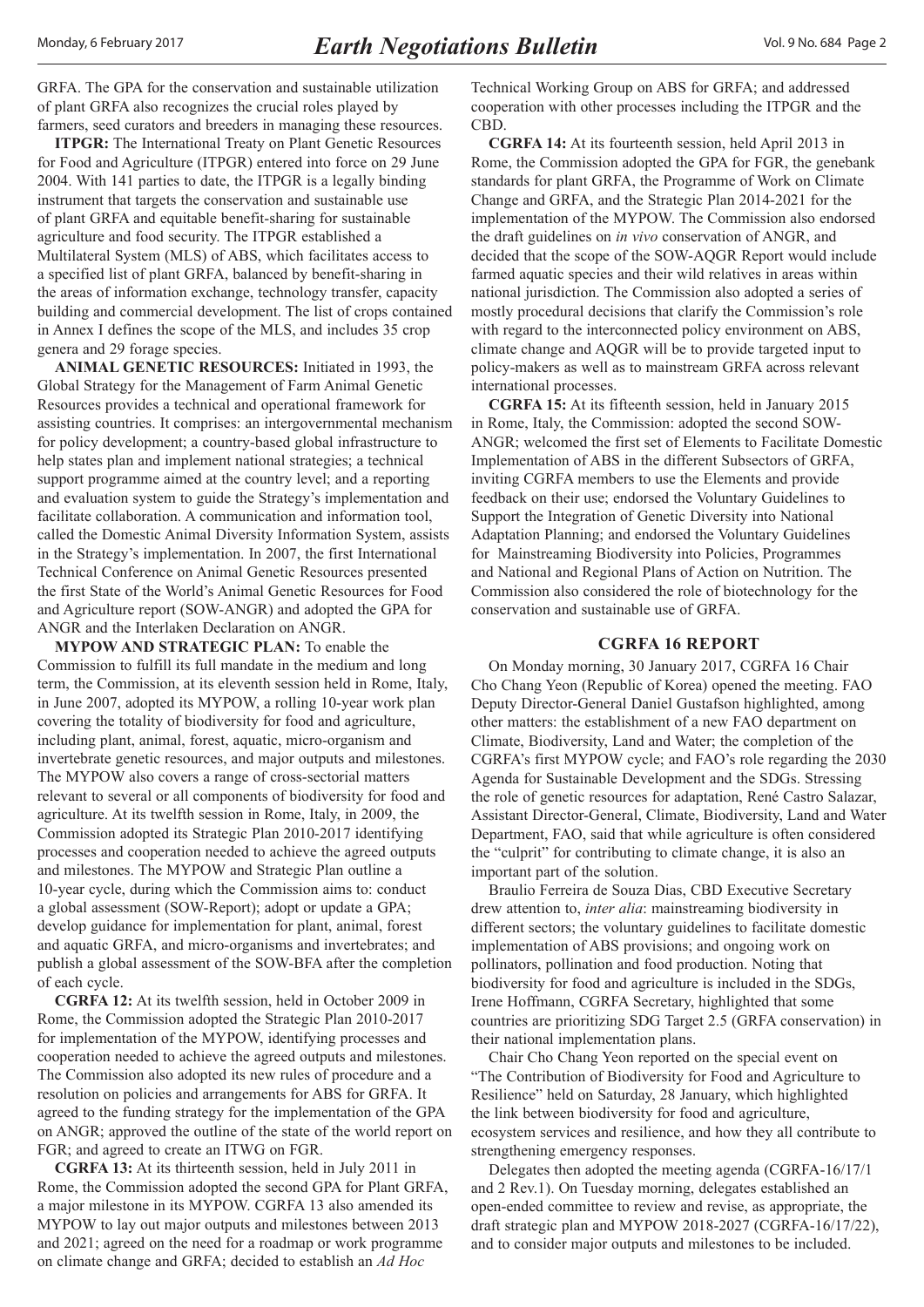GRFA. The GPA for the conservation and sustainable utilization of plant GRFA also recognizes the crucial roles played by farmers, seed curators and breeders in managing these resources.

**ITPGR:** The International Treaty on Plant Genetic Resources for Food and Agriculture (ITPGR) entered into force on 29 June 2004. With 141 parties to date, the ITPGR is a legally binding instrument that targets the conservation and sustainable use of plant GRFA and equitable benefit-sharing for sustainable agriculture and food security. The ITPGR established a Multilateral System (MLS) of ABS, which facilitates access to a specified list of plant GRFA, balanced by benefit-sharing in the areas of information exchange, technology transfer, capacity building and commercial development. The list of crops contained in Annex I defines the scope of the MLS, and includes 35 crop genera and 29 forage species.

**ANIMAL GENETIC RESOURCES:** Initiated in 1993, the Global Strategy for the Management of Farm Animal Genetic Resources provides a technical and operational framework for assisting countries. It comprises: an intergovernmental mechanism for policy development; a country-based global infrastructure to help states plan and implement national strategies; a technical support programme aimed at the country level; and a reporting and evaluation system to guide the Strategy's implementation and facilitate collaboration. A communication and information tool, called the Domestic Animal Diversity Information System, assists in the Strategy's implementation. In 2007, the first International Technical Conference on Animal Genetic Resources presented the first State of the World's Animal Genetic Resources for Food and Agriculture report (SOW-ANGR) and adopted the GPA for ANGR and the Interlaken Declaration on ANGR.

**MYPOW AND STRATEGIC PLAN:** To enable the Commission to fulfill its full mandate in the medium and long term, the Commission, at its eleventh session held in Rome, Italy, in June 2007, adopted its MYPOW, a rolling 10-year work plan covering the totality of biodiversity for food and agriculture, including plant, animal, forest, aquatic, micro-organism and invertebrate genetic resources, and major outputs and milestones. The MYPOW also covers a range of cross-sectorial matters relevant to several or all components of biodiversity for food and agriculture. At its twelfth session in Rome, Italy, in 2009, the Commission adopted its Strategic Plan 2010-2017 identifying processes and cooperation needed to achieve the agreed outputs and milestones. The MYPOW and Strategic Plan outline a 10-year cycle, during which the Commission aims to: conduct a global assessment (SOW-Report); adopt or update a GPA; develop guidance for implementation for plant, animal, forest and aquatic GRFA, and micro-organisms and invertebrates; and publish a global assessment of the SOW-BFA after the completion of each cycle.

**CGRFA 12:** At its twelfth session, held in October 2009 in Rome, the Commission adopted the Strategic Plan 2010-2017 for implementation of the MYPOW, identifying processes and cooperation needed to achieve the agreed outputs and milestones. The Commission also adopted its new rules of procedure and a resolution on policies and arrangements for ABS for GRFA. It agreed to the funding strategy for the implementation of the GPA on ANGR; approved the outline of the state of the world report on FGR; and agreed to create an ITWG on FGR.

**CGRFA 13:** At its thirteenth session, held in July 2011 in Rome, the Commission adopted the second GPA for Plant GRFA, a major milestone in its MYPOW. CGRFA 13 also amended its MYPOW to lay out major outputs and milestones between 2013 and 2021; agreed on the need for a roadmap or work programme on climate change and GRFA; decided to establish an *Ad Hoc* Technical Working Group on ABS for GRFA; and addressed cooperation with other processes including the ITPGR and the CBD.

**CGRFA 14:** At its fourteenth session, held April 2013 in Rome, the Commission adopted the GPA for FGR, the genebank standards for plant GRFA, the Programme of Work on Climate Change and GRFA, and the Strategic Plan 2014-2021 for the implementation of the MYPOW. The Commission also endorsed the draft guidelines on *in vivo* conservation of ANGR, and decided that the scope of the SOW-AQGR Report would include farmed aquatic species and their wild relatives in areas within national jurisdiction. The Commission also adopted a series of mostly procedural decisions that clarify the Commission's role with regard to the interconnected policy environment on ABS, climate change and AQGR will be to provide targeted input to policy-makers as well as to mainstream GRFA across relevant international processes.

**CGRFA 15:** At its fifteenth session, held in January 2015 in Rome, Italy, the Commission: adopted the second SOW-ANGR; welcomed the first set of Elements to Facilitate Domestic Implementation of ABS in the different Subsectors of GRFA, inviting CGRFA members to use the Elements and provide feedback on their use; endorsed the Voluntary Guidelines to Support the Integration of Genetic Diversity into National Adaptation Planning; and endorsed the Voluntary Guidelines for Mainstreaming Biodiversity into Policies, Programmes and National and Regional Plans of Action on Nutrition. The Commission also considered the role of biotechnology for the conservation and sustainable use of GRFA.

## CGRFA 16 REPORT

On Monday morning, 30 January 2017, CGRFA 16 Chair Cho Chang Yeon (Republic of Korea) opened the meeting. FAO Deputy Director-General Daniel Gustafson highlighted, among other matters: the establishment of a new FAO department on Climate, Biodiversity, Land and Water; the completion of the CGRFA's first MYPOW cycle; and FAO's role regarding the 2030 Agenda for Sustainable Development and the SDGs. Stressing the role of genetic resources for adaptation, René Castro Salazar, Assistant Director-General, Climate, Biodiversity, Land and Water Department, FAO, said that while agriculture is often considered the "culprit" for contributing to climate change, it is also an important part of the solution.

Braulio Ferreira de Souza Dias, CBD Executive Secretary drew attention to, *inter alia*: mainstreaming biodiversity in different sectors; the voluntary guidelines to facilitate domestic implementation of ABS provisions; and ongoing work on pollinators, pollination and food production. Noting that biodiversity for food and agriculture is included in the SDGs, Irene Hoffmann, CGRFA Secretary, highlighted that some countries are prioritizing SDG Target 2.5 (GRFA conservation) in their national implementation plans.

Chair Cho Chang Yeon reported on the special event on "The Contribution of Biodiversity for Food and Agriculture to Resilience" held on Saturday, 28 January, which highlighted the link between biodiversity for food and agriculture, ecosystem services and resilience, and how they all contribute to strengthening emergency responses.

Delegates then adopted the meeting agenda (CGRFA-16/17/1 and 2 Rev.1). On Tuesday morning, delegates established an open-ended committee to review and revise, as appropriate, the draft strategic plan and MYPOW 2018-2027 (CGRFA-16/17/22), and to consider major outputs and milestones to be included.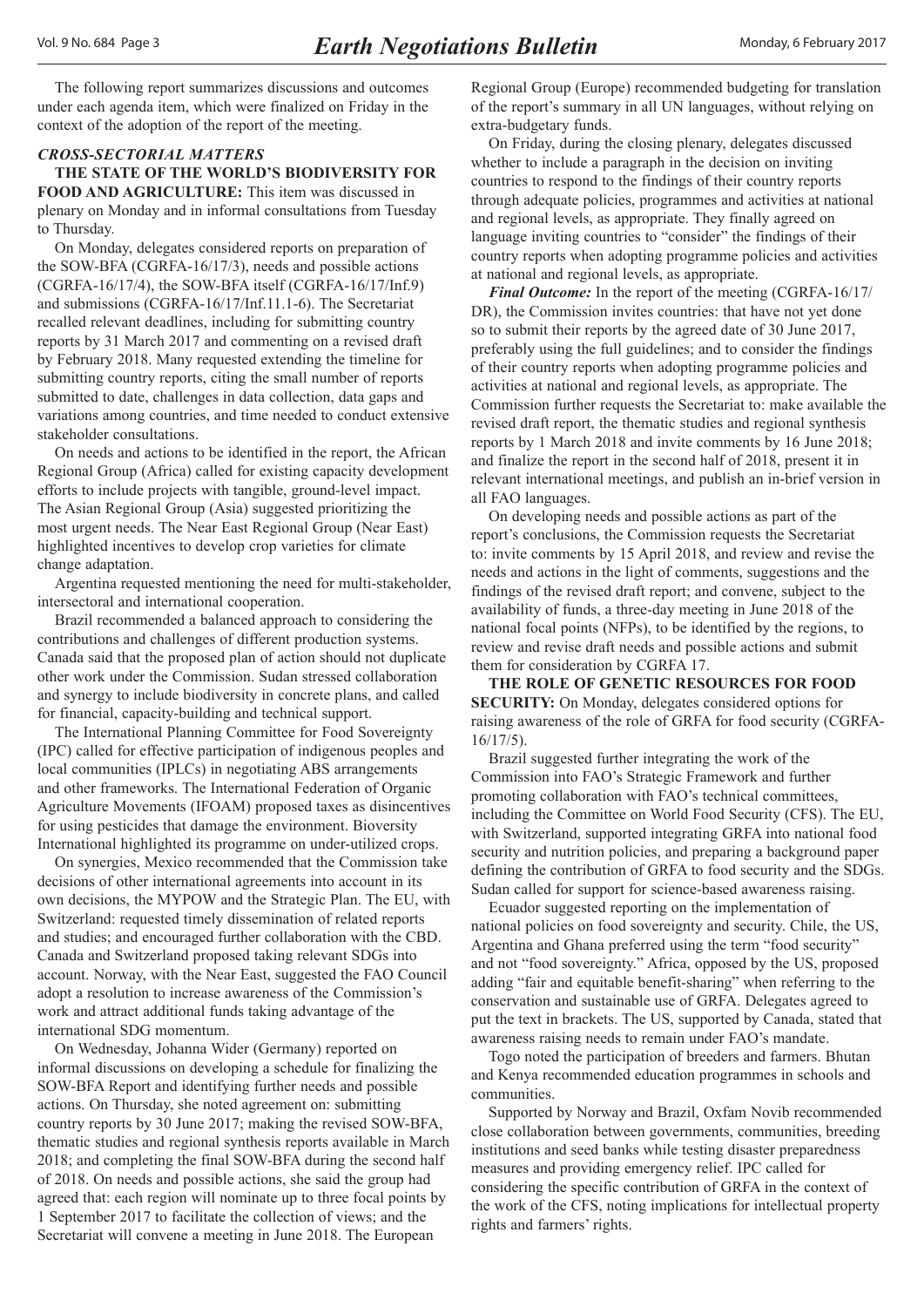The following report summarizes discussions and outcomes under each agenda item, which were finalized on Friday in the context of the adoption of the report of the meeting.

## *CROSS-SECTORIAL MATTERS*

**THE STATE OF THE WORLD'S BIODIVERSITY FOR FOOD AND AGRICULTURE:** This item was discussed in plenary on Monday and in informal consultations from Tuesday to Thursday.

On Monday, delegates considered reports on preparation of the SOW-BFA (CGRFA-16/17/3), needs and possible actions (CGRFA-16/17/4), the SOW-BFA itself (CGRFA-16/17/Inf.9) and submissions (CGRFA-16/17/Inf.11.1-6). The Secretariat recalled relevant deadlines, including for submitting country reports by 31 March 2017 and commenting on a revised draft by February 2018. Many requested extending the timeline for submitting country reports, citing the small number of reports submitted to date, challenges in data collection, data gaps and variations among countries, and time needed to conduct extensive stakeholder consultations.

On needs and actions to be identified in the report, the African Regional Group (Africa) called for existing capacity development efforts to include projects with tangible, ground-level impact. The Asian Regional Group (Asia) suggested prioritizing the most urgent needs. The Near East Regional Group (Near East) highlighted incentives to develop crop varieties for climate change adaptation.

Argentina requested mentioning the need for multi-stakeholder, intersectoral and international cooperation.

Brazil recommended a balanced approach to considering the contributions and challenges of different production systems. Canada said that the proposed plan of action should not duplicate other work under the Commission. Sudan stressed collaboration and synergy to include biodiversity in concrete plans, and called for financial, capacity-building and technical support.

The International Planning Committee for Food Sovereignty (IPC) called for effective participation of indigenous peoples and local communities (IPLCs) in negotiating ABS arrangements and other frameworks. The International Federation of Organic Agriculture Movements (IFOAM) proposed taxes as disincentives for using pesticides that damage the environment. Bioversity International highlighted its programme on under-utilized crops.

On synergies, Mexico recommended that the Commission take decisions of other international agreements into account in its own decisions, the MYPOW and the Strategic Plan. The EU, with Switzerland: requested timely dissemination of related reports and studies; and encouraged further collaboration with the CBD. Canada and Switzerland proposed taking relevant SDGs into account. Norway, with the Near East, suggested the FAO Council adopt a resolution to increase awareness of the Commission's work and attract additional funds taking advantage of the international SDG momentum.

On Wednesday, Johanna Wider (Germany) reported on informal discussions on developing a schedule for finalizing the SOW-BFA Report and identifying further needs and possible actions. On Thursday, she noted agreement on: submitting country reports by 30 June 2017; making the revised SOW-BFA, thematic studies and regional synthesis reports available in March 2018; and completing the final SOW-BFA during the second half of 2018. On needs and possible actions, she said the group had agreed that: each region will nominate up to three focal points by 1 September 2017 to facilitate the collection of views; and the Secretariat will convene a meeting in June 2018. The European Regional Group (Europe) recommended budgeting for translation of the report's summary in all UN languages, without relying on extra-budgetary funds.

On Friday, during the closing plenary, delegates discussed whether to include a paragraph in the decision on inviting countries to respond to the findings of their country reports through adequate policies, programmes and activities at national and regional levels, as appropriate. They finally agreed on language inviting countries to "consider" the findings of their country reports when adopting programme policies and activities at national and regional levels, as appropriate.

***Final Outcome:*** In the report of the meeting (CGRFA-16/17/DR), the Commission invites countries: that have not yet done so to submit their reports by the agreed date of 30 June 2017, preferably using the full guidelines; and to consider the findings of their country reports when adopting programme policies and activities at national and regional levels, as appropriate. The Commission further requests the Secretariat to: make available the revised draft report, the thematic studies and regional synthesis reports by 1 March 2018 and invite comments by 16 June 2018; and finalize the report in the second half of 2018, present it in relevant international meetings, and publish an in-brief version in all FAO languages.

On developing needs and possible actions as part of the report's conclusions, the Commission requests the Secretariat to: invite comments by 15 April 2018, and review and revise the needs and actions in the light of comments, suggestions and the findings of the revised draft report; and convene, subject to the availability of funds, a three-day meeting in June 2018 of the national focal points (NFPs), to be identified by the regions, to review and revise draft needs and possible actions and submit them for consideration by CGRFA 17.

**THE ROLE OF GENETIC RESOURCES FOR FOOD SECURITY:** On Monday, delegates considered options for raising awareness of the role of GRFA for food security (CGRFA-16/17/5).

Brazil suggested further integrating the work of the Commission into FAO's Strategic Framework and further promoting collaboration with FAO's technical committees, including the Committee on World Food Security (CFS). The EU, with Switzerland, supported integrating GRFA into national food security and nutrition policies, and preparing a background paper defining the contribution of GRFA to food security and the SDGs. Sudan called for support for science-based awareness raising.

Ecuador suggested reporting on the implementation of national policies on food sovereignty and security. Chile, the US, Argentina and Ghana preferred using the term "food security" and not "food sovereignty." Africa, opposed by the US, proposed adding "fair and equitable benefit-sharing" when referring to the conservation and sustainable use of GRFA. Delegates agreed to put the text in brackets. The US, supported by Canada, stated that awareness raising needs to remain under FAO's mandate.

Togo noted the participation of breeders and farmers. Bhutan and Kenya recommended education programmes in schools and communities.

Supported by Norway and Brazil, Oxfam Novib recommended close collaboration between governments, communities, breeding institutions and seed banks while testing disaster preparedness measures and providing emergency relief. IPC called for considering the specific contribution of GRFA in the context of the work of the CFS, noting implications for intellectual property rights and farmers' rights.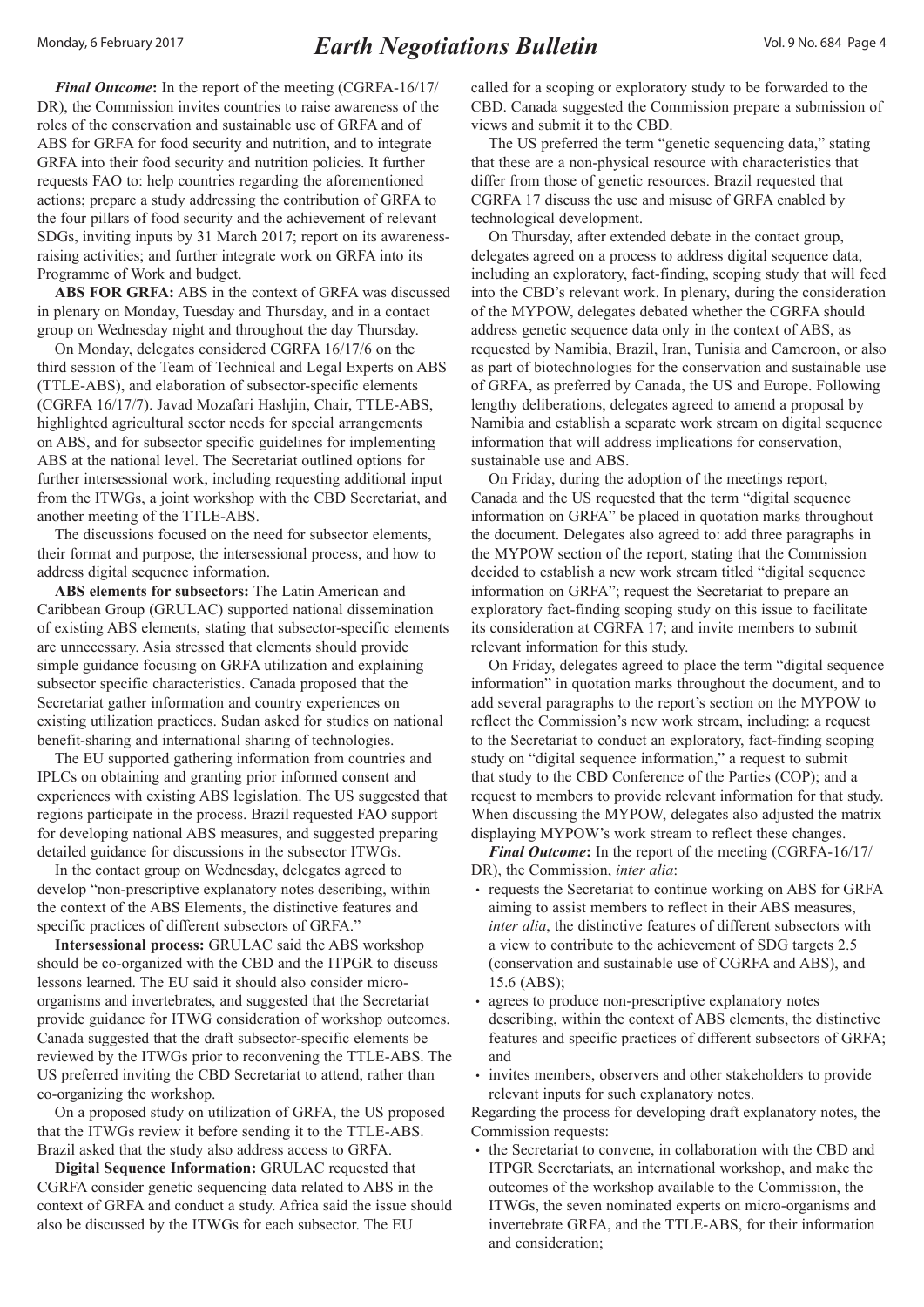***Final Outcome*:** In the report of the meeting (CGRFA-16/17/DR), the Commission invites countries to raise awareness of the roles of the conservation and sustainable use of GRFA and of ABS for GRFA for food security and nutrition, and to integrate GRFA into their food security and nutrition policies. It further requests FAO to: help countries regarding the aforementioned actions; prepare a study addressing the contribution of GRFA to the four pillars of food security and the achievement of relevant SDGs, inviting inputs by 31 March 2017; report on its awareness-raising activities; and further integrate work on GRFA into its Programme of Work and budget.

**ABS FOR GRFA:** ABS in the context of GRFA was discussed in plenary on Monday, Tuesday and Thursday, and in a contact group on Wednesday night and throughout the day Thursday.

On Monday, delegates considered CGRFA 16/17/6 on the third session of the Team of Technical and Legal Experts on ABS (TTLE-ABS), and elaboration of subsector-specific elements (CGRFA 16/17/7). Javad Mozafari Hashjin, Chair, TTLE-ABS, highlighted agricultural sector needs for special arrangements on ABS, and for subsector specific guidelines for implementing ABS at the national level. The Secretariat outlined options for further intersessional work, including requesting additional input from the ITWGs, a joint workshop with the CBD Secretariat, and another meeting of the TTLE-ABS.

The discussions focused on the need for subsector elements, their format and purpose, the intersessional process, and how to address digital sequence information.

**ABS elements for subsectors:** The Latin American and Caribbean Group (GRULAC) supported national dissemination of existing ABS elements, stating that subsector-specific elements are unnecessary. Asia stressed that elements should provide simple guidance focusing on GRFA utilization and explaining subsector specific characteristics. Canada proposed that the Secretariat gather information and country experiences on existing utilization practices. Sudan asked for studies on national benefit-sharing and international sharing of technologies.

The EU supported gathering information from countries and IPLCs on obtaining and granting prior informed consent and experiences with existing ABS legislation. The US suggested that regions participate in the process. Brazil requested FAO support for developing national ABS measures, and suggested preparing detailed guidance for discussions in the subsector ITWGs.

In the contact group on Wednesday, delegates agreed to develop "non-prescriptive explanatory notes describing, within the context of the ABS Elements, the distinctive features and specific practices of different subsectors of GRFA."

**Intersessional process:** GRULAC said the ABS workshop should be co-organized with the CBD and the ITPGR to discuss lessons learned. The EU said it should also consider micro-organisms and invertebrates, and suggested that the Secretariat provide guidance for ITWG consideration of workshop outcomes. Canada suggested that the draft subsector-specific elements be reviewed by the ITWGs prior to reconvening the TTLE-ABS. The US preferred inviting the CBD Secretariat to attend, rather than co-organizing the workshop.

On a proposed study on utilization of GRFA, the US proposed that the ITWGs review it before sending it to the TTLE-ABS. Brazil asked that the study also address access to GRFA.

**Digital Sequence Information:** GRULAC requested that CGRFA consider genetic sequencing data related to ABS in the context of GRFA and conduct a study. Africa said the issue should also be discussed by the ITWGs for each subsector. The EU called for a scoping or exploratory study to be forwarded to the CBD. Canada suggested the Commission prepare a submission of views and submit it to the CBD.

The US preferred the term "genetic sequencing data," stating that these are a non-physical resource with characteristics that differ from those of genetic resources. Brazil requested that CGRFA 17 discuss the use and misuse of GRFA enabled by technological development.

On Thursday, after extended debate in the contact group, delegates agreed on a process to address digital sequence data, including an exploratory, fact-finding, scoping study that will feed into the CBD's relevant work. In plenary, during the consideration of the MYPOW, delegates debated whether the CGRFA should address genetic sequence data only in the context of ABS, as requested by Namibia, Brazil, Iran, Tunisia and Cameroon, or also as part of biotechnologies for the conservation and sustainable use of GRFA, as preferred by Canada, the US and Europe. Following lengthy deliberations, delegates agreed to amend a proposal by Namibia and establish a separate work stream on digital sequence information that will address implications for conservation, sustainable use and ABS.

On Friday, during the adoption of the meetings report, Canada and the US requested that the term "digital sequence information on GRFA" be placed in quotation marks throughout the document. Delegates also agreed to: add three paragraphs in the MYPOW section of the report, stating that the Commission decided to establish a new work stream titled "digital sequence information on GRFA"; request the Secretariat to prepare an exploratory fact-finding scoping study on this issue to facilitate its consideration at CGRFA 17; and invite members to submit relevant information for this study.

On Friday, delegates agreed to place the term "digital sequence information" in quotation marks throughout the document, and to add several paragraphs to the report's section on the MYPOW to reflect the Commission's new work stream, including: a request to the Secretariat to conduct an exploratory, fact-finding scoping study on "digital sequence information," a request to submit that study to the CBD Conference of the Parties (COP); and a request to members to provide relevant information for that study. When discussing the MYPOW, delegates also adjusted the matrix displaying MYPOW's work stream to reflect these changes.

***Final Outcome*:** In the report of the meeting (CGRFA-16/17/DR), the Commission, *inter alia*:

- requests the Secretariat to continue working on ABS for GRFA aiming to assist members to reflect in their ABS measures, *inter alia*, the distinctive features of different subsectors with a view to contribute to the achievement of SDG targets 2.5 (conservation and sustainable use of CGRFA and ABS), and 15.6 (ABS);
- agrees to produce non-prescriptive explanatory notes describing, within the context of ABS elements, the distinctive features and specific practices of different subsectors of GRFA; and
- invites members, observers and other stakeholders to provide relevant inputs for such explanatory notes.

Regarding the process for developing draft explanatory notes, the Commission requests:

- the Secretariat to convene, in collaboration with the CBD and ITPGR Secretariats, an international workshop, and make the outcomes of the workshop available to the Commission, the ITWGs, the seven nominated experts on micro-organisms and invertebrate GRFA, and the TTLE-ABS, for their information and consideration;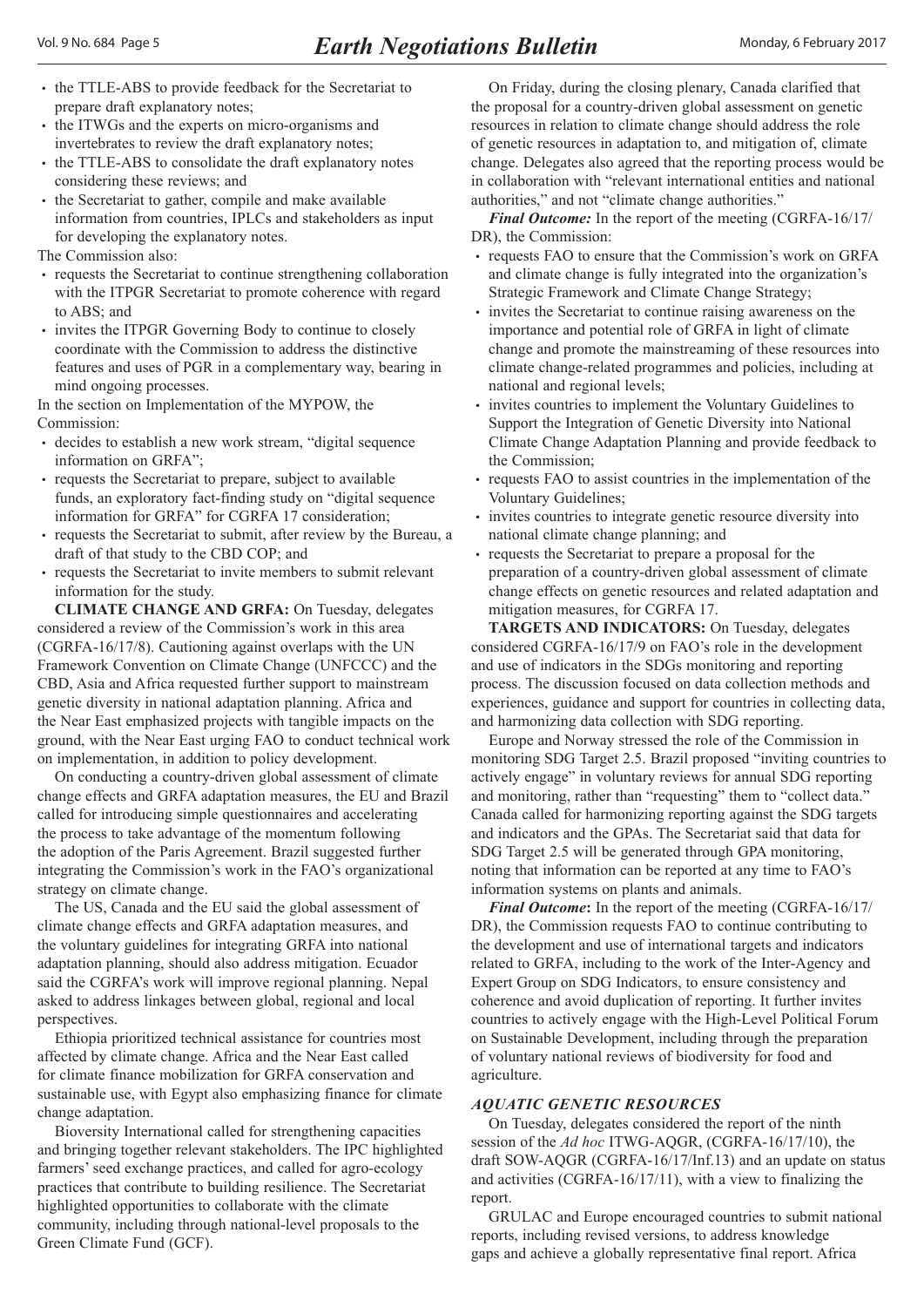- the TTLE-ABS to provide feedback for the Secretariat to prepare draft explanatory notes;
- the ITWGs and the experts on micro-organisms and invertebrates to review the draft explanatory notes;
- the TTLE-ABS to consolidate the draft explanatory notes considering these reviews; and
- the Secretariat to gather, compile and make available information from countries, IPLCs and stakeholders as input for developing the explanatory notes.

The Commission also:

- requests the Secretariat to continue strengthening collaboration with the ITPGR Secretariat to promote coherence with regard to ABS; and
- invites the ITPGR Governing Body to continue to closely coordinate with the Commission to address the distinctive features and uses of PGR in a complementary way, bearing in mind ongoing processes.

In the section on Implementation of the MYPOW, the Commission:

- decides to establish a new work stream, "digital sequence information on GRFA";
- requests the Secretariat to prepare, subject to available funds, an exploratory fact-finding study on "digital sequence information for GRFA" for CGRFA 17 consideration;
- requests the Secretariat to submit, after review by the Bureau, a draft of that study to the CBD COP; and
- requests the Secretariat to invite members to submit relevant information for the study.

**CLIMATE CHANGE AND GRFA:** On Tuesday, delegates considered a review of the Commission's work in this area (CGRFA-16/17/8). Cautioning against overlaps with the UN Framework Convention on Climate Change (UNFCCC) and the CBD, Asia and Africa requested further support to mainstream genetic diversity in national adaptation planning. Africa and the Near East emphasized projects with tangible impacts on the ground, with the Near East urging FAO to conduct technical work on implementation, in addition to policy development.

On conducting a country-driven global assessment of climate change effects and GRFA adaptation measures, the EU and Brazil called for introducing simple questionnaires and accelerating the process to take advantage of the momentum following the adoption of the Paris Agreement. Brazil suggested further integrating the Commission's work in the FAO's organizational strategy on climate change.

The US, Canada and the EU said the global assessment of climate change effects and GRFA adaptation measures, and the voluntary guidelines for integrating GRFA into national adaptation planning, should also address mitigation. Ecuador said the CGRFA's work will improve regional planning. Nepal asked to address linkages between global, regional and local perspectives.

Ethiopia prioritized technical assistance for countries most affected by climate change. Africa and the Near East called for climate finance mobilization for GRFA conservation and sustainable use, with Egypt also emphasizing finance for climate change adaptation.

Bioversity International called for strengthening capacities and bringing together relevant stakeholders. The IPC highlighted farmers' seed exchange practices, and called for agro-ecology practices that contribute to building resilience. The Secretariat highlighted opportunities to collaborate with the climate community, including through national-level proposals to the Green Climate Fund (GCF).

On Friday, during the closing plenary, Canada clarified that the proposal for a country-driven global assessment on genetic resources in relation to climate change should address the role of genetic resources in adaptation to, and mitigation of, climate change. Delegates also agreed that the reporting process would be in collaboration with "relevant international entities and national authorities," and not "climate change authorities."

***Final Outcome:*** In the report of the meeting (CGRFA-16/17/DR), the Commission:

- requests FAO to ensure that the Commission's work on GRFA and climate change is fully integrated into the organization's Strategic Framework and Climate Change Strategy;
- invites the Secretariat to continue raising awareness on the importance and potential role of GRFA in light of climate change and promote the mainstreaming of these resources into climate change-related programmes and policies, including at national and regional levels;
- invites countries to implement the Voluntary Guidelines to Support the Integration of Genetic Diversity into National Climate Change Adaptation Planning and provide feedback to the Commission;
- requests FAO to assist countries in the implementation of the Voluntary Guidelines;
- invites countries to integrate genetic resource diversity into national climate change planning; and
- requests the Secretariat to prepare a proposal for the preparation of a country-driven global assessment of climate change effects on genetic resources and related adaptation and mitigation measures, for CGRFA 17.

**TARGETS AND INDICATORS:** On Tuesday, delegates considered CGRFA-16/17/9 on FAO's role in the development and use of indicators in the SDGs monitoring and reporting process. The discussion focused on data collection methods and experiences, guidance and support for countries in collecting data, and harmonizing data collection with SDG reporting.

Europe and Norway stressed the role of the Commission in monitoring SDG Target 2.5. Brazil proposed "inviting countries to actively engage" in voluntary reviews for annual SDG reporting and monitoring, rather than "requesting" them to "collect data." Canada called for harmonizing reporting against the SDG targets and indicators and the GPAs. The Secretariat said that data for SDG Target 2.5 will be generated through GPA monitoring, noting that information can be reported at any time to FAO's information systems on plants and animals.

***Final Outcome*:** In the report of the meeting (CGRFA-16/17/DR), the Commission requests FAO to continue contributing to the development and use of international targets and indicators related to GRFA, including to the work of the Inter-Agency and Expert Group on SDG Indicators, to ensure consistency and coherence and avoid duplication of reporting. It further invites countries to actively engage with the High-Level Political Forum on Sustainable Development, including through the preparation of voluntary national reviews of biodiversity for food and agriculture.

### *AQUATIC GENETIC RESOURCES*

On Tuesday, delegates considered the report of the ninth session of the *Ad hoc* ITWG-AQGR, (CGRFA-16/17/10), the draft SOW-AQGR (CGRFA-16/17/Inf.13) and an update on status and activities (CGRFA-16/17/11), with a view to finalizing the report.

GRULAC and Europe encouraged countries to submit national reports, including revised versions, to address knowledge gaps and achieve a globally representative final report. Africa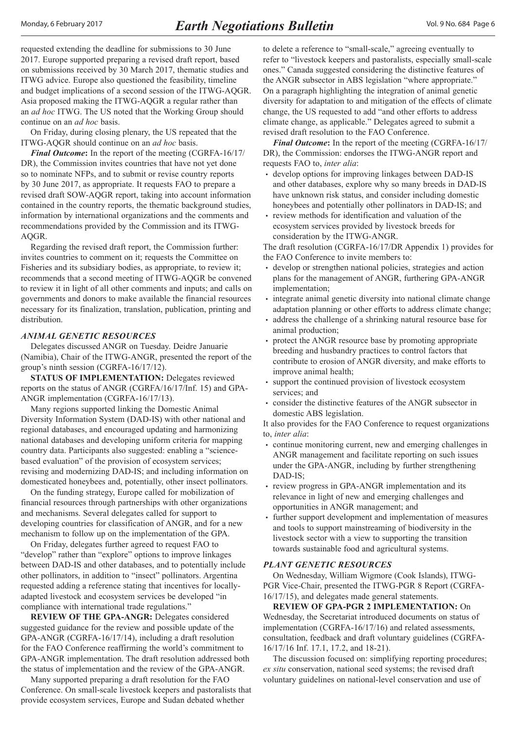requested extending the deadline for submissions to 30 June 2017. Europe supported preparing a revised draft report, based on submissions received by 30 March 2017, thematic studies and ITWG advice. Europe also questioned the feasibility, timeline and budget implications of a second session of the ITWG-AQGR. Asia proposed making the ITWG-AQGR a regular rather than an *ad hoc* ITWG. The US noted that the Working Group should continue on an *ad hoc* basis.

On Friday, during closing plenary, the US repeated that the ITWG-AQGR should continue on an *ad hoc* basis.

***Final Outcome*:** In the report of the meeting (CGRFA-16/17/DR), the Commission invites countries that have not yet done so to nominate NFPs, and to submit or revise country reports by 30 June 2017, as appropriate. It requests FAO to prepare a revised draft SOW-AQGR report, taking into account information contained in the country reports, the thematic background studies, information by international organizations and the comments and recommendations provided by the Commission and its ITWG-AQGR.

Regarding the revised draft report, the Commission further: invites countries to comment on it; requests the Committee on Fisheries and its subsidiary bodies, as appropriate, to review it; recommends that a second meeting of ITWG-AQGR be convened to review it in light of all other comments and inputs; and calls on governments and donors to make available the financial resources necessary for its finalization, translation, publication, printing and distribution.

### *ANIMAL GENETIC RESOURCES*

Delegates discussed ANGR on Tuesday. Deidre Januarie (Namibia), Chair of the ITWG-ANGR, presented the report of the group's ninth session (CGRFA-16/17/12).

**STATUS OF IMPLEMENTATION:** Delegates reviewed reports on the status of ANGR (CGRFA/16/17/Inf. 15) and GPA-ANGR implementation (CGRFA-16/17/13).

Many regions supported linking the Domestic Animal Diversity Information System (DAD-IS) with other national and regional databases, and encouraged updating and harmonizing national databases and developing uniform criteria for mapping country data. Participants also suggested: enabling a "science-based evaluation" of the provision of ecosystem services; revising and modernizing DAD-IS; and including information on domesticated honeybees and, potentially, other insect pollinators.

On the funding strategy, Europe called for mobilization of financial resources through partnerships with other organizations and mechanisms. Several delegates called for support to developing countries for classification of ANGR, and for a new mechanism to follow up on the implementation of the GPA.

On Friday, delegates further agreed to request FAO to "develop" rather than "explore" options to improve linkages between DAD-IS and other databases, and to potentially include other pollinators, in addition to "insect" pollinators. Argentina requested adding a reference stating that incentives for locally-adapted livestock and ecosystem services be developed "in compliance with international trade regulations."

**REVIEW OF THE GPA-ANGR:** Delegates considered suggested guidance for the review and possible update of the GPA-ANGR (CGRFA-16/17/14), including a draft resolution for the FAO Conference reaffirming the world's commitment to GPA-ANGR implementation. The draft resolution addressed both the status of implementation and the review of the GPA-ANGR.

Many supported preparing a draft resolution for the FAO Conference. On small-scale livestock keepers and pastoralists that provide ecosystem services, Europe and Sudan debated whether to delete a reference to "small-scale," agreeing eventually to refer to "livestock keepers and pastoralists, especially small-scale ones." Canada suggested considering the distinctive features of the ANGR subsector in ABS legislation "where appropriate." On a paragraph highlighting the integration of animal genetic diversity for adaptation to and mitigation of the effects of climate change, the US requested to add "and other efforts to address climate change, as applicable." Delegates agreed to submit a revised draft resolution to the FAO Conference.

***Final Outcome*:** In the report of the meeting (CGRFA-16/17/DR), the Commission: endorses the ITWG-ANGR report and requests FAO to, *inter alia*:

- develop options for improving linkages between DAD-IS and other databases, explore why so many breeds in DAD-IS have unknown risk status, and consider including domestic honeybees and potentially other pollinators in DAD-IS; and
- review methods for identification and valuation of the ecosystem services provided by livestock breeds for consideration by the ITWG-ANGR.

The draft resolution (CGRFA-16/17/DR Appendix 1) provides for the FAO Conference to invite members to:

- develop or strengthen national policies, strategies and action plans for the management of ANGR, furthering GPA-ANGR implementation;
- integrate animal genetic diversity into national climate change adaptation planning or other efforts to address climate change;
- address the challenge of a shrinking natural resource base for animal production;
- protect the ANGR resource base by promoting appropriate breeding and husbandry practices to control factors that contribute to erosion of ANGR diversity, and make efforts to improve animal health;
- support the continued provision of livestock ecosystem services; and
- consider the distinctive features of the ANGR subsector in domestic ABS legislation.

It also provides for the FAO Conference to request organizations to, *inter alia*:

- continue monitoring current, new and emerging challenges in ANGR management and facilitate reporting on such issues under the GPA-ANGR, including by further strengthening DAD-IS;
- review progress in GPA-ANGR implementation and its relevance in light of new and emerging challenges and opportunities in ANGR management; and
- further support development and implementation of measures and tools to support mainstreaming of biodiversity in the livestock sector with a view to supporting the transition towards sustainable food and agricultural systems.

### *PLANT GENETIC RESOURCES*

On Wednesday, William Wigmore (Cook Islands), ITWG-PGR Vice-Chair, presented the ITWG-PGR 8 Report (CGRFA-16/17/15), and delegates made general statements.

**REVIEW OF GPA-PGR 2 IMPLEMENTATION:** On Wednesday, the Secretariat introduced documents on status of implementation (CGRFA-16/17/16) and related assessments, consultation, feedback and draft voluntary guidelines (CGRFA-16/17/16 Inf. 17.1, 17.2, and 18-21).

The discussion focused on: simplifying reporting procedures; *ex situ* conservation, national seed systems; the revised draft voluntary guidelines on national-level conservation and use of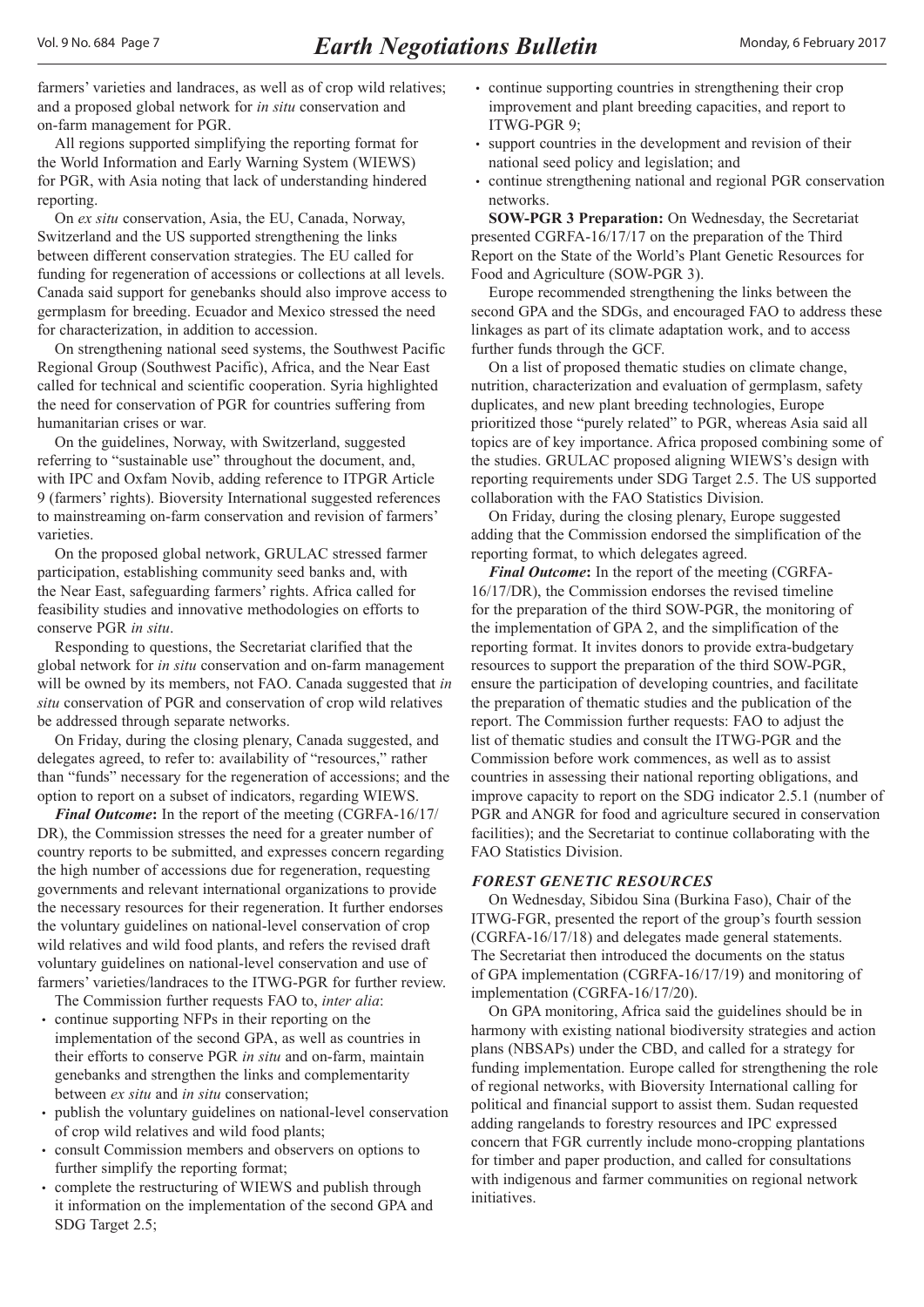farmers' varieties and landraces, as well as of crop wild relatives; and a proposed global network for *in situ* conservation and on-farm management for PGR.

All regions supported simplifying the reporting format for the World Information and Early Warning System (WIEWS) for PGR, with Asia noting that lack of understanding hindered reporting.

On *ex situ* conservation, Asia, the EU, Canada, Norway, Switzerland and the US supported strengthening the links between different conservation strategies. The EU called for funding for regeneration of accessions or collections at all levels. Canada said support for genebanks should also improve access to germplasm for breeding. Ecuador and Mexico stressed the need for characterization, in addition to accession.

On strengthening national seed systems, the Southwest Pacific Regional Group (Southwest Pacific), Africa, and the Near East called for technical and scientific cooperation. Syria highlighted the need for conservation of PGR for countries suffering from humanitarian crises or war.

On the guidelines, Norway, with Switzerland, suggested referring to "sustainable use" throughout the document, and, with IPC and Oxfam Novib, adding reference to ITPGR Article 9 (farmers' rights). Bioversity International suggested references to mainstreaming on-farm conservation and revision of farmers' varieties.

On the proposed global network, GRULAC stressed farmer participation, establishing community seed banks and, with the Near East, safeguarding farmers' rights. Africa called for feasibility studies and innovative methodologies on efforts to conserve PGR *in situ*.

Responding to questions, the Secretariat clarified that the global network for *in situ* conservation and on-farm management will be owned by its members, not FAO. Canada suggested that *in situ* conservation of PGR and conservation of crop wild relatives be addressed through separate networks.

On Friday, during the closing plenary, Canada suggested, and delegates agreed, to refer to: availability of "resources," rather than "funds" necessary for the regeneration of accessions; and the option to report on a subset of indicators, regarding WIEWS.

***Final Outcome*:** In the report of the meeting (CGRFA-16/17/DR), the Commission stresses the need for a greater number of country reports to be submitted, and expresses concern regarding the high number of accessions due for regeneration, requesting governments and relevant international organizations to provide the necessary resources for their regeneration. It further endorses the voluntary guidelines on national-level conservation of crop wild relatives and wild food plants, and refers the revised draft voluntary guidelines on national-level conservation and use of farmers' varieties/landraces to the ITWG-PGR for further review.

The Commission further requests FAO to, *inter alia*:

- continue supporting NFPs in their reporting on the implementation of the second GPA, as well as countries in their efforts to conserve PGR *in situ* and on-farm, maintain genebanks and strengthen the links and complementarity between *ex situ* and *in situ* conservation;
- publish the voluntary guidelines on national-level conservation of crop wild relatives and wild food plants;
- consult Commission members and observers on options to further simplify the reporting format;
- complete the restructuring of WIEWS and publish through it information on the implementation of the second GPA and SDG Target 2.5;
- continue supporting countries in strengthening their crop improvement and plant breeding capacities, and report to ITWG-PGR 9;
- support countries in the development and revision of their national seed policy and legislation; and
- continue strengthening national and regional PGR conservation networks.

**SOW-PGR 3 Preparation:** On Wednesday, the Secretariat presented CGRFA-16/17/17 on the preparation of the Third Report on the State of the World's Plant Genetic Resources for Food and Agriculture (SOW-PGR 3).

Europe recommended strengthening the links between the second GPA and the SDGs, and encouraged FAO to address these linkages as part of its climate adaptation work, and to access further funds through the GCF.

On a list of proposed thematic studies on climate change, nutrition, characterization and evaluation of germplasm, safety duplicates, and new plant breeding technologies, Europe prioritized those "purely related" to PGR, whereas Asia said all topics are of key importance. Africa proposed combining some of the studies. GRULAC proposed aligning WIEWS's design with reporting requirements under SDG Target 2.5. The US supported collaboration with the FAO Statistics Division.

On Friday, during the closing plenary, Europe suggested adding that the Commission endorsed the simplification of the reporting format, to which delegates agreed.

***Final Outcome*:** In the report of the meeting (CGRFA-16/17/DR), the Commission endorses the revised timeline for the preparation of the third SOW-PGR, the monitoring of the implementation of GPA 2, and the simplification of the reporting format. It invites donors to provide extra-budgetary resources to support the preparation of the third SOW-PGR, ensure the participation of developing countries, and facilitate the preparation of thematic studies and the publication of the report. The Commission further requests: FAO to adjust the list of thematic studies and consult the ITWG-PGR and the Commission before work commences, as well as to assist countries in assessing their national reporting obligations, and improve capacity to report on the SDG indicator 2.5.1 (number of PGR and ANGR for food and agriculture secured in conservation facilities); and the Secretariat to continue collaborating with the FAO Statistics Division.

### *FOREST GENETIC RESOURCES*

On Wednesday, Sibidou Sina (Burkina Faso), Chair of the ITWG-FGR, presented the report of the group's fourth session (CGRFA-16/17/18) and delegates made general statements. The Secretariat then introduced the documents on the status of GPA implementation (CGRFA-16/17/19) and monitoring of implementation (CGRFA-16/17/20).

On GPA monitoring, Africa said the guidelines should be in harmony with existing national biodiversity strategies and action plans (NBSAPs) under the CBD, and called for a strategy for funding implementation. Europe called for strengthening the role of regional networks, with Bioversity International calling for political and financial support to assist them. Sudan requested adding rangelands to forestry resources and IPC expressed concern that FGR currently include mono-cropping plantations for timber and paper production, and called for consultations with indigenous and farmer communities on regional network initiatives.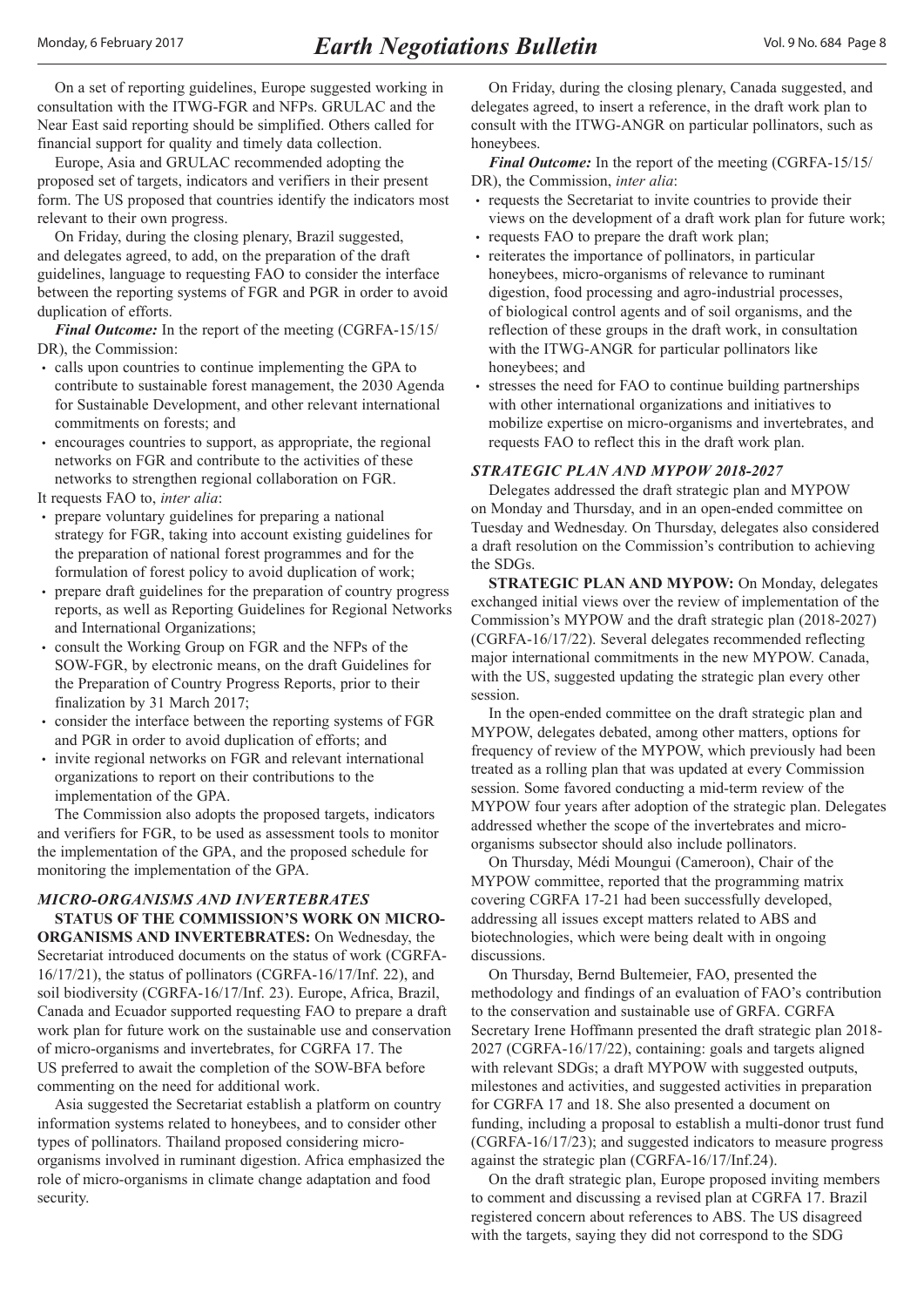On a set of reporting guidelines, Europe suggested working in consultation with the ITWG-FGR and NFPs. GRULAC and the Near East said reporting should be simplified. Others called for financial support for quality and timely data collection.

Europe, Asia and GRULAC recommended adopting the proposed set of targets, indicators and verifiers in their present form. The US proposed that countries identify the indicators most relevant to their own progress.

On Friday, during the closing plenary, Brazil suggested, and delegates agreed, to add, on the preparation of the draft guidelines, language to requesting FAO to consider the interface between the reporting systems of FGR and PGR in order to avoid duplication of efforts.

***Final Outcome:*** In the report of the meeting (CGRFA-15/15/DR), the Commission:

- calls upon countries to continue implementing the GPA to contribute to sustainable forest management, the 2030 Agenda for Sustainable Development, and other relevant international commitments on forests; and
- encourages countries to support, as appropriate, the regional networks on FGR and contribute to the activities of these networks to strengthen regional collaboration on FGR.

It requests FAO to, *inter alia*:

- prepare voluntary guidelines for preparing a national strategy for FGR, taking into account existing guidelines for the preparation of national forest programmes and for the formulation of forest policy to avoid duplication of work;
- prepare draft guidelines for the preparation of country progress reports, as well as Reporting Guidelines for Regional Networks and International Organizations;
- consult the Working Group on FGR and the NFPs of the SOW-FGR, by electronic means, on the draft Guidelines for the Preparation of Country Progress Reports, prior to their finalization by 31 March 2017;
- consider the interface between the reporting systems of FGR and PGR in order to avoid duplication of efforts; and
- invite regional networks on FGR and relevant international organizations to report on their contributions to the implementation of the GPA.

The Commission also adopts the proposed targets, indicators and verifiers for FGR, to be used as assessment tools to monitor the implementation of the GPA, and the proposed schedule for monitoring the implementation of the GPA.

### *MICRO-ORGANISMS AND INVERTEBRATES*

**STATUS OF THE COMMISSION'S WORK ON MICRO-ORGANISMS AND INVERTEBRATES:** On Wednesday, the Secretariat introduced documents on the status of work (CGRFA-16/17/21), the status of pollinators (CGRFA-16/17/Inf. 22), and soil biodiversity (CGRFA-16/17/Inf. 23). Europe, Africa, Brazil, Canada and Ecuador supported requesting FAO to prepare a draft work plan for future work on the sustainable use and conservation of micro-organisms and invertebrates, for CGRFA 17. The US preferred to await the completion of the SOW-BFA before commenting on the need for additional work.

Asia suggested the Secretariat establish a platform on country information systems related to honeybees, and to consider other types of pollinators. Thailand proposed considering micro-organisms involved in ruminant digestion. Africa emphasized the role of micro-organisms in climate change adaptation and food security.

On Friday, during the closing plenary, Canada suggested, and delegates agreed, to insert a reference, in the draft work plan to consult with the ITWG-ANGR on particular pollinators, such as honeybees.

***Final Outcome:*** In the report of the meeting (CGRFA-15/15/DR), the Commission, *inter alia*:

- requests the Secretariat to invite countries to provide their views on the development of a draft work plan for future work;
- requests FAO to prepare the draft work plan;
- reiterates the importance of pollinators, in particular honeybees, micro-organisms of relevance to ruminant digestion, food processing and agro-industrial processes, of biological control agents and of soil organisms, and the reflection of these groups in the draft work, in consultation with the ITWG-ANGR for particular pollinators like honeybees; and
- stresses the need for FAO to continue building partnerships with other international organizations and initiatives to mobilize expertise on micro-organisms and invertebrates, and requests FAO to reflect this in the draft work plan.

### *STRATEGIC PLAN AND MYPOW 2018-2027*

Delegates addressed the draft strategic plan and MYPOW on Monday and Thursday, and in an open-ended committee on Tuesday and Wednesday. On Thursday, delegates also considered a draft resolution on the Commission's contribution to achieving the SDGs.

**STRATEGIC PLAN AND MYPOW:** On Monday, delegates exchanged initial views over the review of implementation of the Commission's MYPOW and the draft strategic plan (2018-2027) (CGRFA-16/17/22). Several delegates recommended reflecting major international commitments in the new MYPOW. Canada, with the US, suggested updating the strategic plan every other session.

In the open-ended committee on the draft strategic plan and MYPOW, delegates debated, among other matters, options for frequency of review of the MYPOW, which previously had been treated as a rolling plan that was updated at every Commission session. Some favored conducting a mid-term review of the MYPOW four years after adoption of the strategic plan. Delegates addressed whether the scope of the invertebrates and micro-organisms subsector should also include pollinators.

On Thursday, Médi Moungui (Cameroon), Chair of the MYPOW committee, reported that the programming matrix covering CGRFA 17-21 had been successfully developed, addressing all issues except matters related to ABS and biotechnologies, which were being dealt with in ongoing discussions.

On Thursday, Bernd Bultemeier, FAO, presented the methodology and findings of an evaluation of FAO's contribution to the conservation and sustainable use of GRFA. CGRFA Secretary Irene Hoffmann presented the draft strategic plan 2018-2027 (CGRFA-16/17/22), containing: goals and targets aligned with relevant SDGs; a draft MYPOW with suggested outputs, milestones and activities, and suggested activities in preparation for CGRFA 17 and 18. She also presented a document on funding, including a proposal to establish a multi-donor trust fund (CGRFA-16/17/23); and suggested indicators to measure progress against the strategic plan (CGRFA-16/17/Inf.24).

On the draft strategic plan, Europe proposed inviting members to comment and discussing a revised plan at CGRFA 17. Brazil registered concern about references to ABS. The US disagreed with the targets, saying they did not correspond to the SDG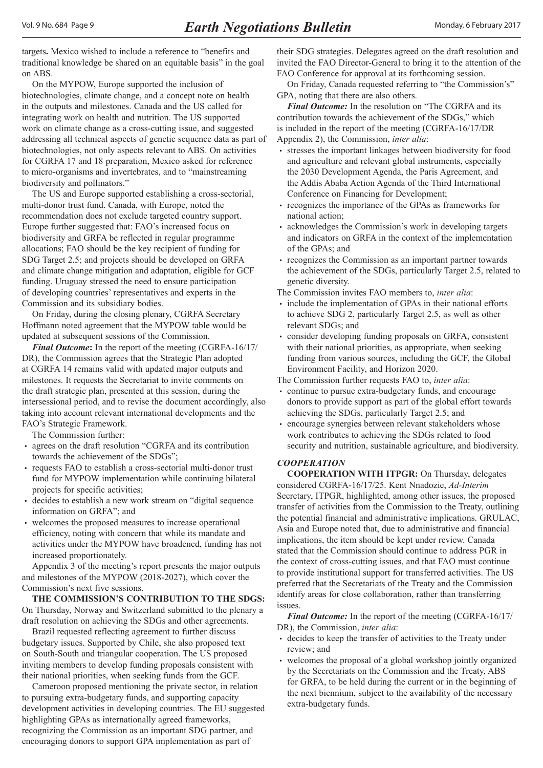targets**.** Mexico wished to include a reference to "benefits and traditional knowledge be shared on an equitable basis" in the goal on ABS.

On the MYPOW, Europe supported the inclusion of biotechnologies, climate change, and a concept note on health in the outputs and milestones. Canada and the US called for integrating work on health and nutrition. The US supported work on climate change as a cross-cutting issue, and suggested addressing all technical aspects of genetic sequence data as part of biotechnologies, not only aspects relevant to ABS. On activities for CGRFA 17 and 18 preparation, Mexico asked for reference to micro-organisms and invertebrates, and to "mainstreaming biodiversity and pollinators."

The US and Europe supported establishing a cross-sectoral, multi-donor trust fund. Canada, with Europe, noted the recommendation does not exclude targeted country support. Europe further suggested that: FAO's increased focus on biodiversity and GRFA be reflected in regular programme allocations; FAO should be the key recipient of funding for SDG Target 2.5; and projects should be developed on GRFA and climate change mitigation and adaptation, eligible for GCF funding. Uruguay stressed the need to ensure participation of developing countries' representatives and experts in the Commission and its subsidiary bodies.

On Friday, during the closing plenary, CGRFA Secretary Hoffmann noted agreement that the MYPOW table would be updated at subsequent sessions of the Commission.

***Final Outcome*****:** In the report of the meeting (CGRFA-16/17/DR), the Commission agrees that the Strategic Plan adopted at CGRFA 14 remains valid with updated major outputs and milestones. It requests the Secretariat to invite comments on the draft strategic plan, presented at this session, during the intersessional period, and to revise the document accordingly, also taking into account relevant international developments and the FAO's Strategic Framework.

The Commission further:

- agrees on the draft resolution "CGRFA and its contribution towards the achievement of the SDGs";
- requests FAO to establish a cross-sectorial multi-donor trust fund for MYPOW implementation while continuing bilateral projects for specific activities;
- decides to establish a new work stream on "digital sequence information on GRFA"; and
- welcomes the proposed measures to increase operational efficiency, noting with concern that while its mandate and activities under the MYPOW have broadened, funding has not increased proportionately.

Appendix 3 of the meeting's report presents the major outputs and milestones of the MYPOW (2018-2027), which cover the Commission's next five sessions.

**THE COMMISSION'S CONTRIBUTION TO THE SDGS:** On Thursday, Norway and Switzerland submitted to the plenary a draft resolution on achieving the SDGs and other agreements.

Brazil requested reflecting agreement to further discuss budgetary issues. Supported by Chile, she also proposed text on South-South and triangular cooperation. The US proposed inviting members to develop funding proposals consistent with their national priorities, when seeking funds from the GCF.

Cameroon proposed mentioning the private sector, in relation to pursuing extra-budgetary funds, and supporting capacity development activities in developing countries. The EU suggested highlighting GPAs as internationally agreed frameworks, recognizing the Commission as an important SDG partner, and encouraging donors to support GPA implementation as part of their SDG strategies. Delegates agreed on the draft resolution and invited the FAO Director-General to bring it to the attention of the FAO Conference for approval at its forthcoming session.

On Friday, Canada requested referring to "the Commission's" GPA, noting that there are also others.

***Final Outcome:*** In the resolution on "The CGRFA and its contribution towards the achievement of the SDGs," which is included in the report of the meeting (CGRFA-16/17/DR Appendix 2), the Commission, *inter alia*:

- stresses the important linkages between biodiversity for food and agriculture and relevant global instruments, especially the 2030 Development Agenda, the Paris Agreement, and the Addis Ababa Action Agenda of the Third International Conference on Financing for Development;
- recognizes the importance of the GPAs as frameworks for national action;
- acknowledges the Commission's work in developing targets and indicators on GRFA in the context of the implementation of the GPAs; and
- recognizes the Commission as an important partner towards the achievement of the SDGs, particularly Target 2.5, related to genetic diversity.

The Commission invites FAO members to, *inter alia*:

- include the implementation of GPAs in their national efforts to achieve SDG 2, particularly Target 2.5, as well as other relevant SDGs; and
- consider developing funding proposals on GRFA, consistent with their national priorities, as appropriate, when seeking funding from various sources, including the GCF, the Global Environment Facility, and Horizon 2020.

The Commission further requests FAO to, *inter alia*:

- continue to pursue extra-budgetary funds, and encourage donors to provide support as part of the global effort towards achieving the SDGs, particularly Target 2.5; and
- encourage synergies between relevant stakeholders whose work contributes to achieving the SDGs related to food security and nutrition, sustainable agriculture, and biodiversity.

### *COOPERATION*

**COOPERATION WITH ITPGR:** On Thursday, delegates considered CGRFA-16/17/25. Kent Nnadozie, *Ad-Interim* Secretary, ITPGR, highlighted, among other issues, the proposed transfer of activities from the Commission to the Treaty, outlining the potential financial and administrative implications. GRULAC, Asia and Europe noted that, due to administrative and financial implications, the item should be kept under review. Canada stated that the Commission should continue to address PGR in the context of cross-cutting issues, and that FAO must continue to provide institutional support for transferred activities. The US preferred that the Secretariats of the Treaty and the Commission identify areas for close collaboration, rather than transferring issues.

***Final Outcome:*** In the report of the meeting (CGRFA-16/17/DR), the Commission, *inter alia*:

- decides to keep the transfer of activities to the Treaty under review; and
- welcomes the proposal of a global workshop jointly organized by the Secretariats on the Commission and the Treaty, ABS for GRFA, to be held during the current or in the beginning of the next biennium, subject to the availability of the necessary extra-budgetary funds.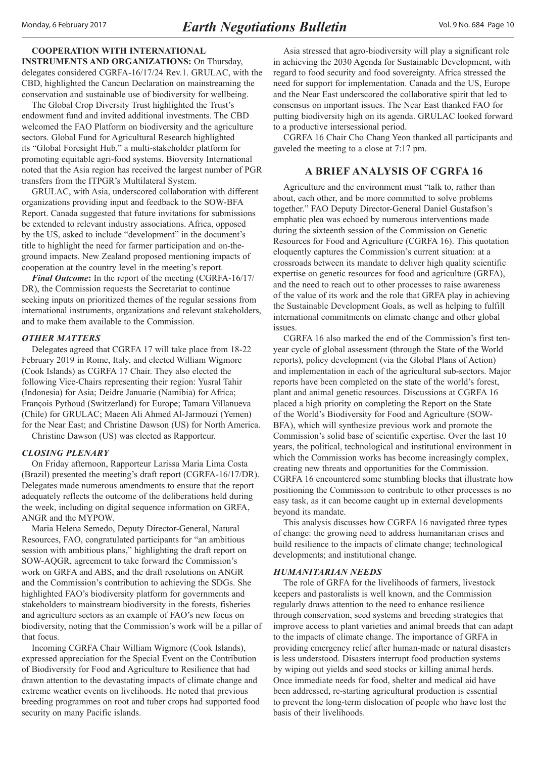**COOPERATION WITH INTERNATIONAL INSTRUMENTS AND ORGANIZATIONS:** On Thursday, delegates considered CGRFA-16/17/24 Rev.1. GRULAC, with the CBD, highlighted the Cancun Declaration on mainstreaming the conservation and sustainable use of biodiversity for wellbeing.

The Global Crop Diversity Trust highlighted the Trust's endowment fund and invited additional investments. The CBD welcomed the FAO Platform on biodiversity and the agriculture sectors. Global Fund for Agricultural Research highlighted its "Global Foresight Hub," a multi-stakeholder platform for promoting equitable agri-food systems. Bioversity International noted that the Asia region has received the largest number of PGR transfers from the ITPGR's Multilateral System.

GRULAC, with Asia, underscored collaboration with different organizations providing input and feedback to the SOW-BFA Report. Canada suggested that future invitations for submissions be extended to relevant industry associations. Africa, opposed by the US, asked to include "development" in the document's title to highlight the need for farmer participation and on-the-ground impacts. New Zealand proposed mentioning impacts of cooperation at the country level in the meeting's report.

***Final Outcome*:** In the report of the meeting (CGRFA-16/17/DR), the Commission requests the Secretariat to continue seeking inputs on prioritized themes of the regular sessions from international instruments, organizations and relevant stakeholders, and to make them available to the Commission.

### *OTHER MATTERS*

Delegates agreed that CGRFA 17 will take place from 18-22 February 2019 in Rome, Italy, and elected William Wigmore (Cook Islands) as CGRFA 17 Chair. They also elected the following Vice-Chairs representing their region: Yusral Tahir (Indonesia) for Asia; Deidre Januarie (Namibia) for Africa; François Pythoud (Switzerland) for Europe; Tamara Villanueva (Chile) for GRULAC; Maeen Ali Ahmed Al-Jarmouzi (Yemen) for the Near East; and Christine Dawson (US) for North America.

Christine Dawson (US) was elected as Rapporteur.

### *CLOSING PLENARY*

On Friday afternoon, Rapporteur Larissa Maria Lima Costa (Brazil) presented the meeting's draft report (CGRFA-16/17/DR). Delegates made numerous amendments to ensure that the report adequately reflects the outcome of the deliberations held during the week, including on digital sequence information on GRFA, ANGR and the MYPOW.

Maria Helena Semedo, Deputy Director-General, Natural Resources, FAO, congratulated participants for "an ambitious session with ambitious plans," highlighting the draft report on SOW-AQGR, agreement to take forward the Commission's work on GRFA and ABS, and the draft resolutions on ANGR and the Commission's contribution to achieving the SDGs. She highlighted FAO's biodiversity platform for governments and stakeholders to mainstream biodiversity in the forests, fisheries and agriculture sectors as an example of FAO's new focus on biodiversity, noting that the Commission's work will be a pillar of that focus.

Incoming CGRFA Chair William Wigmore (Cook Islands), expressed appreciation for the Special Event on the Contribution of Biodiversity for Food and Agriculture to Resilience that had drawn attention to the devastating impacts of climate change and extreme weather events on livelihoods. He noted that previous breeding programmes on root and tuber crops had supported food security on many Pacific islands.

Asia stressed that agro-biodiversity will play a significant role in achieving the 2030 Agenda for Sustainable Development, with regard to food security and food sovereignty. Africa stressed the need for support for implementation. Canada and the US, Europe and the Near East underscored the collaborative spirit that led to consensus on important issues. The Near East thanked FAO for putting biodiversity high on its agenda. GRULAC looked forward to a productive intersessional period.

CGRFA 16 Chair Cho Chang Yeon thanked all participants and gaveled the meeting to a close at 7:17 pm.

## A BRIEF ANALYSIS OF CGRFA 16

Agriculture and the environment must "talk to, rather than about, each other, and be more committed to solve problems together." FAO Deputy Director-General Daniel Gustafson's emphatic plea was echoed by numerous interventions made during the sixteenth session of the Commission on Genetic Resources for Food and Agriculture (CGRFA 16). This quotation eloquently captures the Commission's current situation: at a crossroads between its mandate to deliver high quality scientific expertise on genetic resources for food and agriculture (GRFA), and the need to reach out to other processes to raise awareness of the value of its work and the role that GRFA play in achieving the Sustainable Development Goals, as well as helping to fulfill international commitments on climate change and other global issues.

CGRFA 16 also marked the end of the Commission's first ten-year cycle of global assessment (through the State of the World reports), policy development (via the Global Plans of Action) and implementation in each of the agricultural sub-sectors. Major reports have been completed on the state of the world's forest, plant and animal genetic resources. Discussions at CGRFA 16 placed a high priority on completing the Report on the State of the World's Biodiversity for Food and Agriculture (SOW-BFA), which will synthesize previous work and promote the Commission's solid base of scientific expertise. Over the last 10 years, the political, technological and institutional environment in which the Commission works has become increasingly complex, creating new threats and opportunities for the Commission. CGRFA 16 encountered some stumbling blocks that illustrate how positioning the Commission to contribute to other processes is no easy task, as it can become caught up in external developments beyond its mandate.

This analysis discusses how CGRFA 16 navigated three types of change: the growing need to address humanitarian crises and build resilience to the impacts of climate change; technological developments; and institutional change.

### *HUMANITARIAN NEEDS*

The role of GRFA for the livelihoods of farmers, livestock keepers and pastoralists is well known, and the Commission regularly draws attention to the need to enhance resilience through conservation, seed systems and breeding strategies that improve access to plant varieties and animal breeds that can adapt to the impacts of climate change. The importance of GRFA in providing emergency relief after human-made or natural disasters is less understood. Disasters interrupt food production systems by wiping out yields and seed stocks or killing animal herds. Once immediate needs for food, shelter and medical aid have been addressed, re-starting agricultural production is essential to prevent the long-term dislocation of people who have lost the basis of their livelihoods.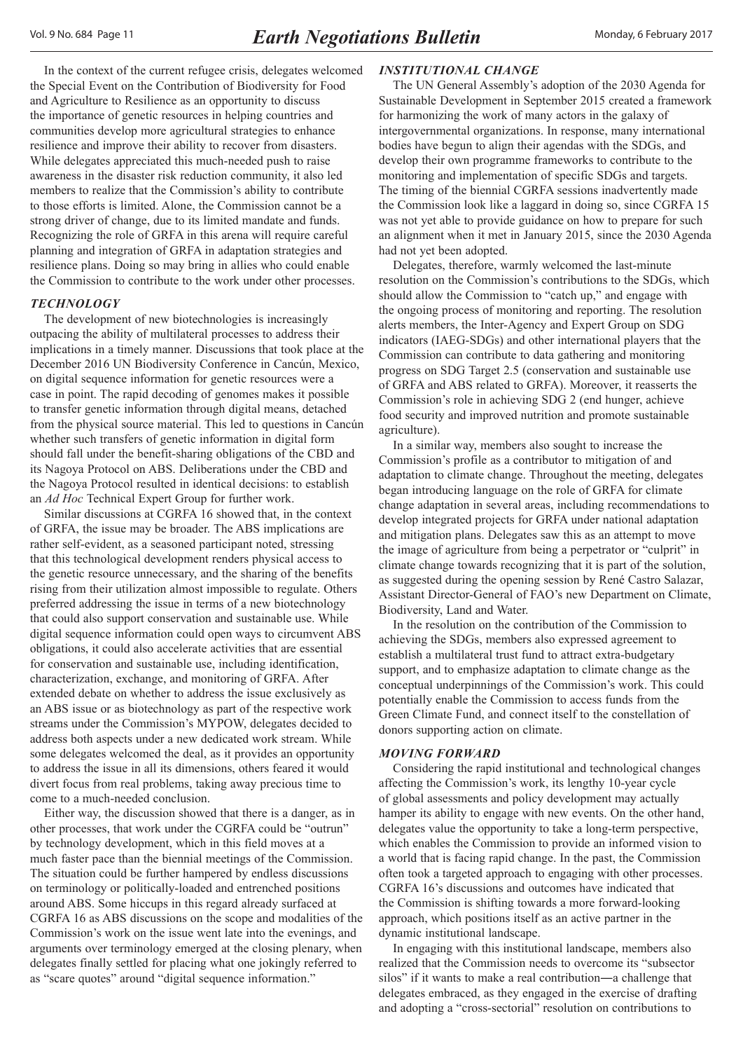In the context of the current refugee crisis, delegates welcomed the Special Event on the Contribution of Biodiversity for Food and Agriculture to Resilience as an opportunity to discuss the importance of genetic resources in helping countries and communities develop more agricultural strategies to enhance resilience and improve their ability to recover from disasters. While delegates appreciated this much-needed push to raise awareness in the disaster risk reduction community, it also led members to realize that the Commission's ability to contribute to those efforts is limited. Alone, the Commission cannot be a strong driver of change, due to its limited mandate and funds. Recognizing the role of GRFA in this arena will require careful planning and integration of GRFA in adaptation strategies and resilience plans. Doing so may bring in allies who could enable the Commission to contribute to the work under other processes.

### *TECHNOLOGY*

The development of new biotechnologies is increasingly outpacing the ability of multilateral processes to address their implications in a timely manner. Discussions that took place at the December 2016 UN Biodiversity Conference in Cancún, Mexico, on digital sequence information for genetic resources were a case in point. The rapid decoding of genomes makes it possible to transfer genetic information through digital means, detached from the physical source material. This led to questions in Cancún whether such transfers of genetic information in digital form should fall under the benefit-sharing obligations of the CBD and its Nagoya Protocol on ABS. Deliberations under the CBD and the Nagoya Protocol resulted in identical decisions: to establish an *Ad Hoc* Technical Expert Group for further work.

Similar discussions at CGRFA 16 showed that, in the context of GRFA, the issue may be broader. The ABS implications are rather self-evident, as a seasoned participant noted, stressing that this technological development renders physical access to the genetic resource unnecessary, and the sharing of the benefits rising from their utilization almost impossible to regulate. Others preferred addressing the issue in terms of a new biotechnology that could also support conservation and sustainable use. While digital sequence information could open ways to circumvent ABS obligations, it could also accelerate activities that are essential for conservation and sustainable use, including identification, characterization, exchange, and monitoring of GRFA. After extended debate on whether to address the issue exclusively as an ABS issue or as biotechnology as part of the respective work streams under the Commission's MYPOW, delegates decided to address both aspects under a new dedicated work stream. While some delegates welcomed the deal, as it provides an opportunity to address the issue in all its dimensions, others feared it would divert focus from real problems, taking away precious time to come to a much-needed conclusion.

Either way, the discussion showed that there is a danger, as in other processes, that work under the CGRFA could be "outrun" by technology development, which in this field moves at a much faster pace than the biennial meetings of the Commission. The situation could be further hampered by endless discussions on terminology or politically-loaded and entrenched positions around ABS. Some hiccups in this regard already surfaced at CGRFA 16 as ABS discussions on the scope and modalities of the Commission's work on the issue went late into the evenings, and arguments over terminology emerged at the closing plenary, when delegates finally settled for placing what one jokingly referred to as "scare quotes" around "digital sequence information."

### *INSTITUTIONAL CHANGE*

The UN General Assembly's adoption of the 2030 Agenda for Sustainable Development in September 2015 created a framework for harmonizing the work of many actors in the galaxy of intergovernmental organizations. In response, many international bodies have begun to align their agendas with the SDGs, and develop their own programme frameworks to contribute to the monitoring and implementation of specific SDGs and targets. The timing of the biennial CGRFA sessions inadvertently made the Commission look like a laggard in doing so, since CGRFA 15 was not yet able to provide guidance on how to prepare for such an alignment when it met in January 2015, since the 2030 Agenda had not yet been adopted.

Delegates, therefore, warmly welcomed the last-minute resolution on the Commission's contributions to the SDGs, which should allow the Commission to "catch up," and engage with the ongoing process of monitoring and reporting. The resolution alerts members, the Inter-Agency and Expert Group on SDG indicators (IAEG-SDGs) and other international players that the Commission can contribute to data gathering and monitoring progress on SDG Target 2.5 (conservation and sustainable use of GRFA and ABS related to GRFA). Moreover, it reasserts the Commission's role in achieving SDG 2 (end hunger, achieve food security and improved nutrition and promote sustainable agriculture).

In a similar way, members also sought to increase the Commission's profile as a contributor to mitigation of and adaptation to climate change. Throughout the meeting, delegates began introducing language on the role of GRFA for climate change adaptation in several areas, including recommendations to develop integrated projects for GRFA under national adaptation and mitigation plans. Delegates saw this as an attempt to move the image of agriculture from being a perpetrator or "culprit" in climate change towards recognizing that it is part of the solution, as suggested during the opening session by René Castro Salazar, Assistant Director-General of FAO's new Department on Climate, Biodiversity, Land and Water.

In the resolution on the contribution of the Commission to achieving the SDGs, members also expressed agreement to establish a multilateral trust fund to attract extra-budgetary support, and to emphasize adaptation to climate change as the conceptual underpinnings of the Commission's work. This could potentially enable the Commission to access funds from the Green Climate Fund, and connect itself to the constellation of donors supporting action on climate.

### *MOVING FORWARD*

Considering the rapid institutional and technological changes affecting the Commission's work, its lengthy 10-year cycle of global assessments and policy development may actually hamper its ability to engage with new events. On the other hand, delegates value the opportunity to take a long-term perspective, which enables the Commission to provide an informed vision to a world that is facing rapid change. In the past, the Commission often took a targeted approach to engaging with other processes. CGRFA 16's discussions and outcomes have indicated that the Commission is shifting towards a more forward-looking approach, which positions itself as an active partner in the dynamic institutional landscape.

In engaging with this institutional landscape, members also realized that the Commission needs to overcome its "subsector silos" if it wants to make a real contribution―a challenge that delegates embraced, as they engaged in the exercise of drafting and adopting a "cross-sectorial" resolution on contributions to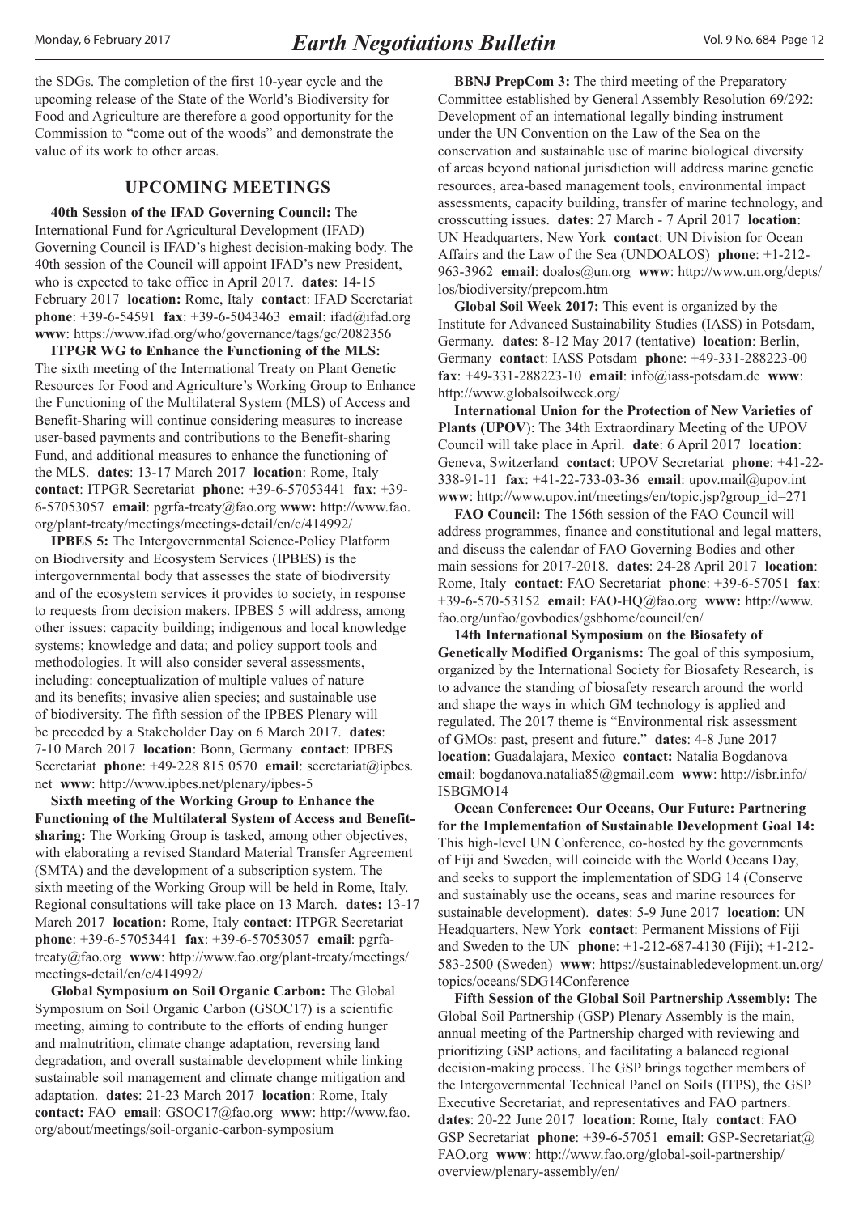the SDGs. The completion of the first 10-year cycle and the upcoming release of the State of the World's Biodiversity for Food and Agriculture are therefore a good opportunity for the Commission to "come out of the woods" and demonstrate the value of its work to other areas.

## UPCOMING MEETINGS

**40th Session of the IFAD Governing Council:** The International Fund for Agricultural Development (IFAD) Governing Council is IFAD's highest decision-making body. The 40th session of the Council will appoint IFAD's new President, who is expected to take office in April 2017. **dates**: 14-15 February 2017 **location:** Rome, Italy **contact**: IFAD Secretariat **phone**: +39-6-54591 **fax**: +39-6-5043463 **email**: ifad@ifad.org **www**: https://www.ifad.org/who/governance/tags/gc/2082356

**ITPGR WG to Enhance the Functioning of the MLS:** The sixth meeting of the International Treaty on Plant Genetic Resources for Food and Agriculture's Working Group to Enhance the Functioning of the Multilateral System (MLS) of Access and Benefit-Sharing will continue considering measures to increase user-based payments and contributions to the Benefit-sharing Fund, and additional measures to enhance the functioning of the MLS. **dates**: 13-17 March 2017 **location**: Rome, Italy **contact**: ITPGR Secretariat **phone**: +39-6-57053441 **fax**: +39-6-57053057 **email**: pgrfa-treaty@fao.org **www:** http://www.fao.org/plant-treaty/meetings/meetings-detail/en/c/414992/

**IPBES 5:** The Intergovernmental Science-Policy Platform on Biodiversity and Ecosystem Services (IPBES) is the intergovernmental body that assesses the state of biodiversity and of the ecosystem services it provides to society, in response to requests from decision makers. IPBES 5 will address, among other issues: capacity building; indigenous and local knowledge systems; knowledge and data; and policy support tools and methodologies. It will also consider several assessments, including: conceptualization of multiple values of nature and its benefits; invasive alien species; and sustainable use of biodiversity. The fifth session of the IPBES Plenary will be preceded by a Stakeholder Day on 6 March 2017. **dates**: 7-10 March 2017 **location**: Bonn, Germany **contact**: IPBES Secretariat **phone**: +49-228 815 0570 **email**: secretariat@ipbes.net **www**: http://www.ipbes.net/plenary/ipbes-5

**Sixth meeting of the Working Group to Enhance the Functioning of the Multilateral System of Access and Benefit-sharing:** The Working Group is tasked, among other objectives, with elaborating a revised Standard Material Transfer Agreement (SMTA) and the development of a subscription system. The sixth meeting of the Working Group will be held in Rome, Italy. Regional consultations will take place on 13 March. **dates:** 13-17 March 2017 **location:** Rome, Italy **contact**: ITPGR Secretariat **phone**: +39-6-57053441 **fax**: +39-6-57053057 **email**: pgrfa-treaty@fao.org **www**: http://www.fao.org/plant-treaty/meetings/meetings-detail/en/c/414992/

**Global Symposium on Soil Organic Carbon:** The Global Symposium on Soil Organic Carbon (GSOC17) is a scientific meeting, aiming to contribute to the efforts of ending hunger and malnutrition, climate change adaptation, reversing land degradation, and overall sustainable development while linking sustainable soil management and climate change mitigation and adaptation. **dates**: 21-23 March 2017 **location**: Rome, Italy **contact:** FAO **email**: GSOC17@fao.org **www**: http://www.fao.org/about/meetings/soil-organic-carbon-symposium

**BBNJ PrepCom 3:** The third meeting of the Preparatory Committee established by General Assembly Resolution 69/292: Development of an international legally binding instrument under the UN Convention on the Law of the Sea on the conservation and sustainable use of marine biological diversity of areas beyond national jurisdiction will address marine genetic resources, area-based management tools, environmental impact assessments, capacity building, transfer of marine technology, and crosscutting issues. **dates**: 27 March - 7 April 2017 **location**: UN Headquarters, New York **contact**: UN Division for Ocean Affairs and the Law of the Sea (UNDOALOS) **phone**: +1-212-963-3962 **email**: doalos@un.org **www**: http://www.un.org/depts/los/biodiversity/prepcom.htm

**Global Soil Week 2017:** This event is organized by the Institute for Advanced Sustainability Studies (IASS) in Potsdam, Germany. **dates**: 8-12 May 2017 (tentative) **location**: Berlin, Germany **contact**: IASS Potsdam **phone**: +49-331-288223-00 **fax**: +49-331-288223-10 **email**: info@iass-potsdam.de **www**: http://www.globalsoilweek.org/

**International Union for the Protection of New Varieties of Plants (UPOV)**: The 34th Extraordinary Meeting of the UPOV Council will take place in April. **date**: 6 April 2017 **location**: Geneva, Switzerland **contact**: UPOV Secretariat **phone**: +41-22-338-91-11 **fax**: +41-22-733-03-36 **email**: upov.mail@upov.int **www**: http://www.upov.int/meetings/en/topic.jsp?group_id=271

**FAO Council:** The 156th session of the FAO Council will address programmes, finance and constitutional and legal matters, and discuss the calendar of FAO Governing Bodies and other main sessions for 2017-2018. **dates**: 24-28 April 2017 **location**: Rome, Italy **contact**: FAO Secretariat **phone**: +39-6-57051 **fax**: +39-6-570-53152 **email**: FAO-HQ@fao.org **www:** http://www.fao.org/unfao/govbodies/gsbhome/council/en/

**14th International Symposium on the Biosafety of Genetically Modified Organisms:** The goal of this symposium, organized by the International Society for Biosafety Research, is to advance the standing of biosafety research around the world and shape the ways in which GM technology is applied and regulated. The 2017 theme is "Environmental risk assessment of GMOs: past, present and future." **dates**: 4-8 June 2017 **location**: Guadalajara, Mexico **contact:** Natalia Bogdanova **email**: bogdanova.natalia85@gmail.com **www**: http://isbr.info/ISBGMO14

**Ocean Conference: Our Oceans, Our Future: Partnering for the Implementation of Sustainable Development Goal 14:** This high-level UN Conference, co-hosted by the governments of Fiji and Sweden, will coincide with the World Oceans Day, and seeks to support the implementation of SDG 14 (Conserve and sustainably use the oceans, seas and marine resources for sustainable development). **dates**: 5-9 June 2017 **location**: UN Headquarters, New York **contact**: Permanent Missions of Fiji and Sweden to the UN **phone**: +1-212-687-4130 (Fiji); +1-212-583-2500 (Sweden) **www**: https://sustainabledevelopment.un.org/topics/oceans/SDG14Conference

**Fifth Session of the Global Soil Partnership Assembly:** The Global Soil Partnership (GSP) Plenary Assembly is the main, annual meeting of the Partnership charged with reviewing and prioritizing GSP actions, and facilitating a balanced regional decision-making process. The GSP brings together members of the Intergovernmental Technical Panel on Soils (ITPS), the GSP Executive Secretariat, and representatives and FAO partners. **dates**: 20-22 June 2017 **location**: Rome, Italy **contact**: FAO GSP Secretariat **phone**: +39-6-57051 **email**: GSP-Secretariat@FAO.org **www**: http://www.fao.org/global-soil-partnership/overview/plenary-assembly/en/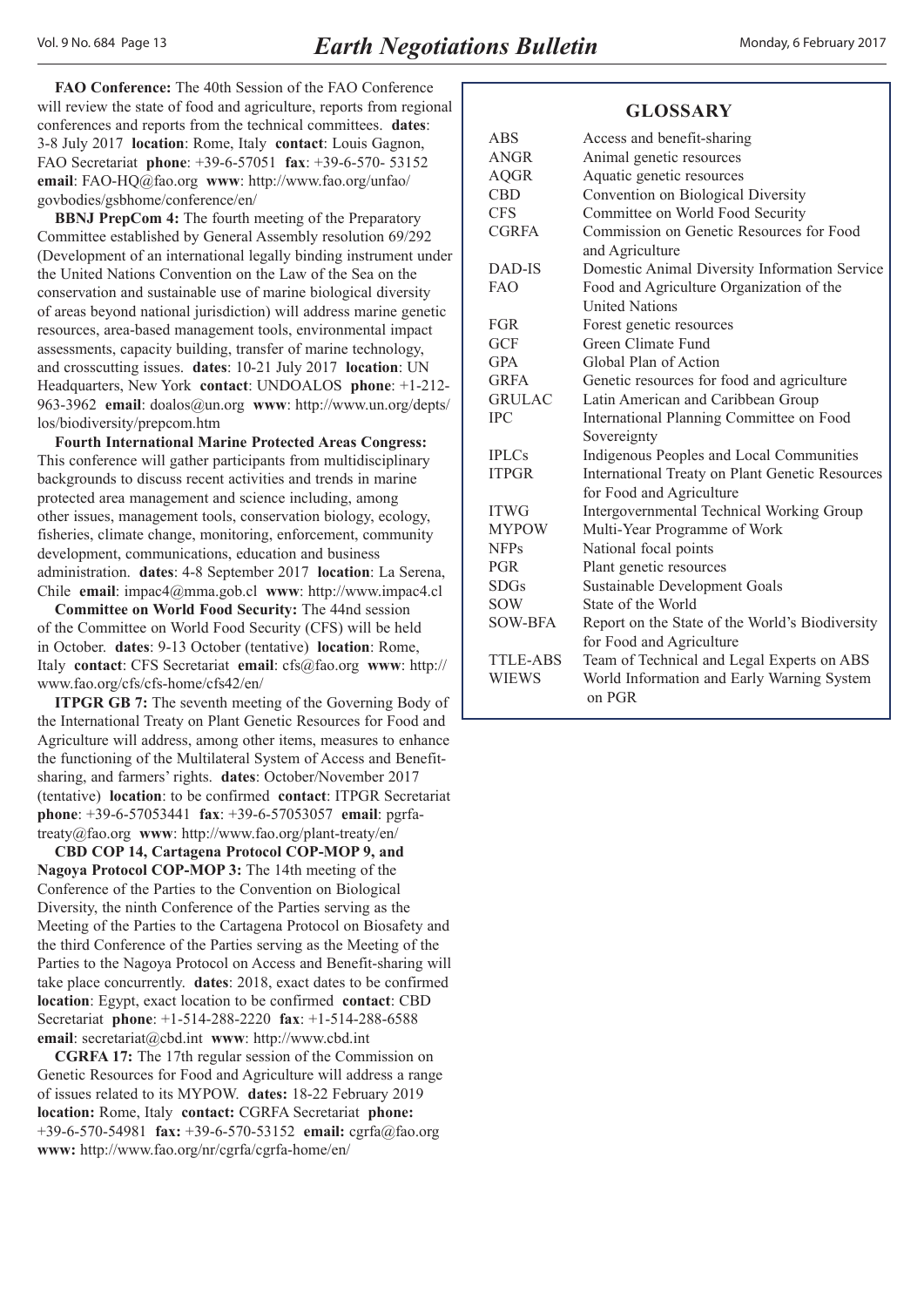**FAO Conference:** The 40th Session of the FAO Conference will review the state of food and agriculture, reports from regional conferences and reports from the technical committees. **dates**: 3-8 July 2017 **location**: Rome, Italy **contact**: Louis Gagnon, FAO Secretariat **phone**: +39-6-57051 **fax**: +39-6-570- 53152 **email**: FAO-HQ@fao.org **www**: http://www.fao.org/unfao/govbodies/gsbhome/conference/en/

**BBNJ PrepCom 4:** The fourth meeting of the Preparatory Committee established by General Assembly resolution 69/292 (Development of an international legally binding instrument under the United Nations Convention on the Law of the Sea on the conservation and sustainable use of marine biological diversity of areas beyond national jurisdiction) will address marine genetic resources, area-based management tools, environmental impact assessments, capacity building, transfer of marine technology, and crosscutting issues. **dates**: 10-21 July 2017 **location**: UN Headquarters, New York **contact**: UNDOALOS **phone**: +1-212-963-3962 **email**: doalos@un.org **www**: http://www.un.org/depts/los/biodiversity/prepcom.htm

**Fourth International Marine Protected Areas Congress:** This conference will gather participants from multidisciplinary backgrounds to discuss recent activities and trends in marine protected area management and science including, among other issues, management tools, conservation biology, ecology, fisheries, climate change, monitoring, enforcement, community development, communications, education and business administration. **dates**: 4-8 September 2017 **location**: La Serena, Chile **email**: impac4@mma.gob.cl **www**: http://www.impac4.cl

**Committee on World Food Security:** The 44nd session of the Committee on World Food Security (CFS) will be held in October. **dates**: 9-13 October (tentative) **location**: Rome, Italy **contact**: CFS Secretariat **email**: cfs@fao.org **www**: http://www.fao.org/cfs/cfs-home/cfs42/en/

**ITPGR GB 7:** The seventh meeting of the Governing Body of the International Treaty on Plant Genetic Resources for Food and Agriculture will address, among other items, measures to enhance the functioning of the Multilateral System of Access and Benefit-sharing, and farmers' rights. **dates**: October/November 2017 (tentative) **location**: to be confirmed **contact**: ITPGR Secretariat **phone**: +39-6-57053441 **fax**: +39-6-57053057 **email**: pgrfa-treaty@fao.org **www**: http://www.fao.org/plant-treaty/en/

**CBD COP 14, Cartagena Protocol COP-MOP 9, and Nagoya Protocol COP-MOP 3:** The 14th meeting of the Conference of the Parties to the Convention on Biological Diversity, the ninth Conference of the Parties serving as the Meeting of the Parties to the Cartagena Protocol on Biosafety and the third Conference of the Parties serving as the Meeting of the Parties to the Nagoya Protocol on Access and Benefit-sharing will take place concurrently. **dates**: 2018, exact dates to be confirmed **location**: Egypt, exact location to be confirmed **contact**: CBD Secretariat **phone**: +1-514-288-2220 **fax**: +1-514-288-6588 **email**: secretariat@cbd.int **www**: http://www.cbd.int

**CGRFA 17:** The 17th regular session of the Commission on Genetic Resources for Food and Agriculture will address a range of issues related to its MYPOW. **dates:** 18-22 February 2019 **location:** Rome, Italy **contact:** CGRFA Secretariat **phone:** +39-6-570-54981 **fax:** +39-6-570-53152 **email:** cgrfa@fao.org **www:** http://www.fao.org/nr/cgrfa/cgrfa-home/en/

## GLOSSARY

| | |
|---|---|
| ABS | Access and benefit-sharing |
| ANGR | Animal genetic resources |
| AQGR | Aquatic genetic resources |
| CBD | Convention on Biological Diversity |
| CFS | Committee on World Food Security |
| CGRFA | Commission on Genetic Resources for Food and Agriculture |
| DAD-IS | Domestic Animal Diversity Information Service |
| FAO | Food and Agriculture Organization of the United Nations |
| FGR | Forest genetic resources |
| GCF | Green Climate Fund |
| GPA | Global Plan of Action |
| GRFA | Genetic resources for food and agriculture |
| GRULAC | Latin American and Caribbean Group |
| IPC | International Planning Committee on Food Sovereignty |
| IPLCs | Indigenous Peoples and Local Communities |
| ITPGR | International Treaty on Plant Genetic Resources for Food and Agriculture |
| ITWG | Intergovernmental Technical Working Group |
| MYPOW | Multi-Year Programme of Work |
| NFPs | National focal points |
| PGR | Plant genetic resources |
| SDGs | Sustainable Development Goals |
| SOW | State of the World |
| SOW-BFA | Report on the State of the World's Biodiversity for Food and Agriculture |
| TTLE-ABS | Team of Technical and Legal Experts on ABS |
| WIEWS | World Information and Early Warning System on PGR |